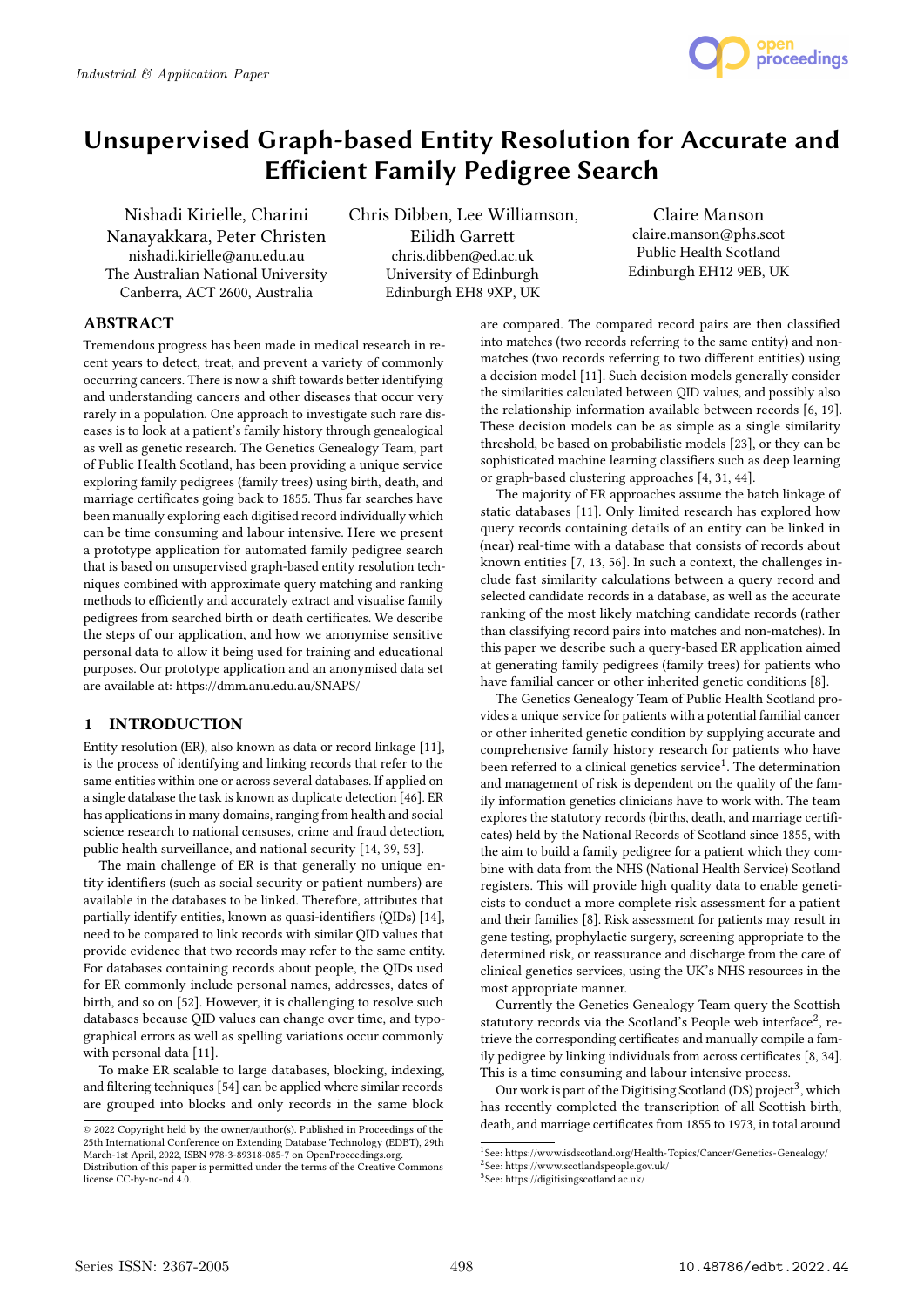# Unsupervised Graph-based Entity Resolution for Accurate and Efficient Family Pedigree Search

Nishadi Kirielle, Charini Nanayakkara, Peter Christen
nishadi.kirielle@anu.edu.au
The Australian National University
Canberra, ACT 2600, Australia

Chris Dibben, Lee Williamson, Eilidh Garrett
chris.dibben@ed.ac.uk
University of Edinburgh
Edinburgh EH8 9XP, UK

Claire Manson
claire.manson@phs.scot
Public Health Scotland
Edinburgh EH12 9EB, UK

## ABSTRACT

Tremendous progress has been made in medical research in recent years to detect, treat, and prevent a variety of commonly occurring cancers. There is now a shift towards better identifying and understanding cancers and other diseases that occur very rarely in a population. One approach to investigate such rare diseases is to look at a patient's family history through genealogical as well as genetic research. The Genetics Genealogy Team, part of Public Health Scotland, has been providing a unique service exploring family pedigrees (family trees) using birth, death, and marriage certificates going back to 1855. Thus far searches have been manually exploring each digitised record individually which can be time consuming and labour intensive. Here we present a prototype application for automated family pedigree search that is based on unsupervised graph-based entity resolution techniques combined with approximate query matching and ranking methods to efficiently and accurately extract and visualise family pedigrees from searched birth or death certificates. We describe the steps of our application, and how we anonymise sensitive personal data to allow it being used for training and educational purposes. Our prototype application and an anonymised data set are available at: https://dmm.anu.edu.au/SNAPS/

## 1 INTRODUCTION

Entity resolution (ER), also known as data or record linkage [11], is the process of identifying and linking records that refer to the same entities within one or across several databases. If applied on a single database the task is known as duplicate detection [46]. ER has applications in many domains, ranging from health and social science research to national censuses, crime and fraud detection, public health surveillance, and national security [14, 39, 53].

The main challenge of ER is that generally no unique entity identifiers (such as social security or patient numbers) are available in the databases to be linked. Therefore, attributes that partially identify entities, known as quasi-identifiers (QIDs) [14], need to be compared to link records with similar QID values that provide evidence that two records may refer to the same entity. For databases containing records about people, the QIDs used for ER commonly include personal names, addresses, dates of birth, and so on [52]. However, it is challenging to resolve such databases because QID values can change over time, and typographical errors as well as spelling variations occur commonly with personal data [11].

To make ER scalable to large databases, blocking, indexing, and filtering techniques [54] can be applied where similar records are grouped into blocks and only records in the same block are compared. The compared record pairs are then classified into matches (two records referring to the same entity) and non-matches (two records referring to two different entities) using a decision model [11]. Such decision models generally consider the similarities calculated between QID values, and possibly also the relationship information available between records [6, 19]. These decision models can be as simple as a single similarity threshold, be based on probabilistic models [23], or they can be sophisticated machine learning classifiers such as deep learning or graph-based clustering approaches [4, 31, 44].

The majority of ER approaches assume the batch linkage of static databases [11]. Only limited research has explored how query records containing details of an entity can be linked in (near) real-time with a database that consists of records about known entities [7, 13, 56]. In such a context, the challenges include fast similarity calculations between a query record and selected candidate records in a database, as well as the accurate ranking of the most likely matching candidate records (rather than classifying record pairs into matches and non-matches). In this paper we describe such a query-based ER application aimed at generating family pedigrees (family trees) for patients who have familial cancer or other inherited genetic conditions [8].

The Genetics Genealogy Team of Public Health Scotland provides a unique service for patients with a potential familial cancer or other inherited genetic condition by supplying accurate and comprehensive family history research for patients who have been referred to a clinical genetics service[1]. The determination and management of risk is dependent on the quality of the family information genetics clinicians have to work with. The team explores the statutory records (births, death, and marriage certificates) held by the National Records of Scotland since 1855, with the aim to build a family pedigree for a patient which they combine with data from the NHS (National Health Service) Scotland registers. This will provide high quality data to enable geneticists to conduct a more complete risk assessment for a patient and their families [8]. Risk assessment for patients may result in gene testing, prophylactic surgery, screening appropriate to the determined risk, or reassurance and discharge from the care of clinical genetics services, using the UK's NHS resources in the most appropriate manner.

Currently the Genetics Genealogy Team query the Scottish statutory records via the Scotland's People web interface[2], retrieve the corresponding certificates and manually compile a family pedigree by linking individuals from across certificates [8, 34]. This is a time consuming and labour intensive process.

Our work is part of the Digitising Scotland (DS) project[3], which has recently completed the transcription of all Scottish birth, death, and marriage certificates from 1855 to 1973, in total around

© 2022 Copyright held by the owner/author(s). Published in Proceedings of the 25th International Conference on Extending Database Technology (EDBT), 29th March-1st April, 2022, ISBN 978-3-89318-085-7 on OpenProceedings.org. Distribution of this paper is permitted under the terms of the Creative Commons license CC-by-nc-nd 4.0.

[1] See: https://www.isdscotland.org/Health-Topics/Cancer/Genetics-Genealogy/
[2] See: https://www.scotlandspeople.gov.uk/
[3] See: https://digitisingscotland.ac.uk/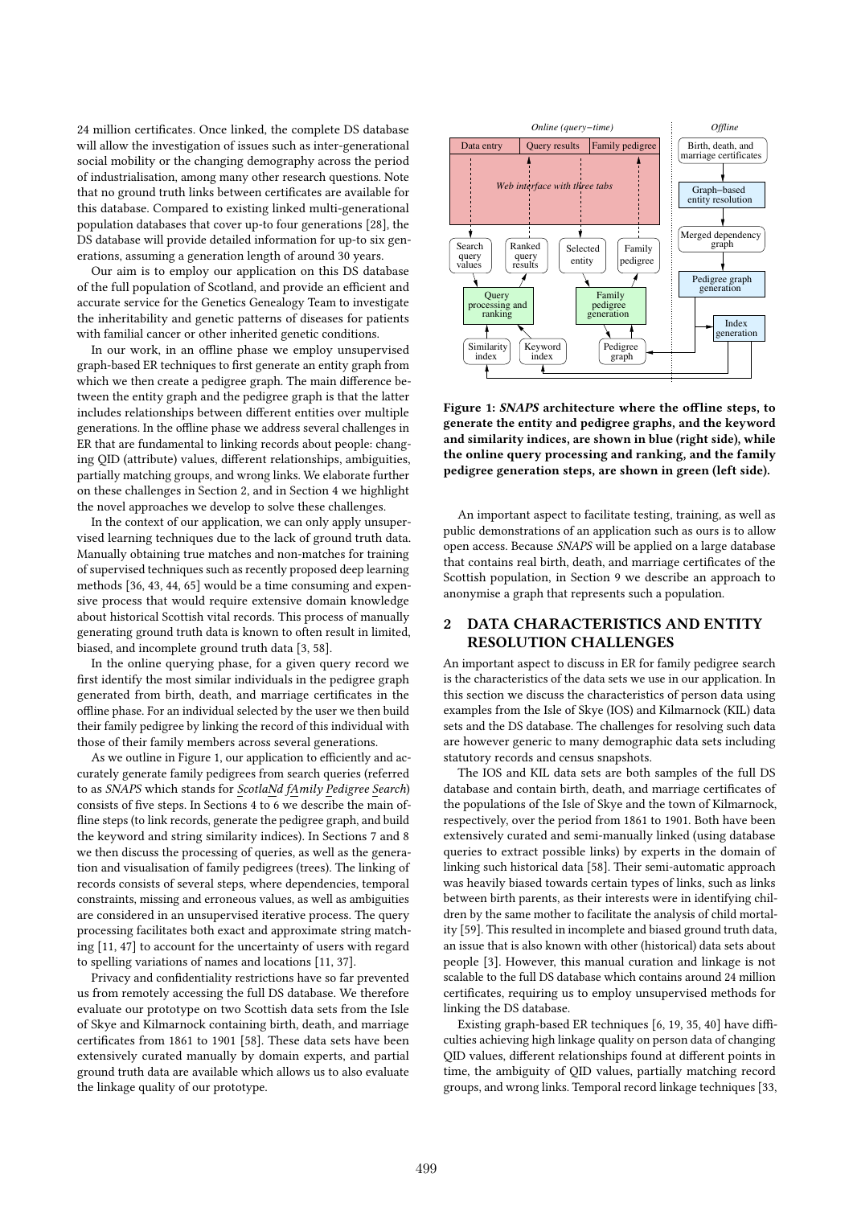24 million certificates. Once linked, the complete DS database will allow the investigation of issues such as inter-generational social mobility or the changing demography across the period of industrialisation, among many other research questions. Note that no ground truth links between certificates are available for this database. Compared to existing linked multi-generational population databases that cover up-to four generations [28], the DS database will provide detailed information for up-to six generations, assuming a generation length of around 30 years.

Our aim is to employ our application on this DS database of the full population of Scotland, and provide an efficient and accurate service for the Genetics Genealogy Team to investigate the inheritability and genetic patterns of diseases for patients with familial cancer or other inherited genetic conditions.

In our work, in an offline phase we employ unsupervised graph-based ER techniques to first generate an entity graph from which we then create a pedigree graph. The main difference between the entity graph and the pedigree graph is that the latter includes relationships between different entities over multiple generations. In the offline phase we address several challenges in ER that are fundamental to linking records about people: changing QID (attribute) values, different relationships, ambiguities, partially matching groups, and wrong links. We elaborate further on these challenges in Section 2, and in Section 4 we highlight the novel approaches we develop to solve these challenges.

In the context of our application, we can only apply unsupervised learning techniques due to the lack of ground truth data. Manually obtaining true matches and non-matches for training of supervised techniques such as recently proposed deep learning methods [36, 43, 44, 65] would be a time consuming and expensive process that would require extensive domain knowledge about historical Scottish vital records. This process of manually generating ground truth data is known to often result in limited, biased, and incomplete ground truth data [3, 58].

In the online querying phase, for a given query record we first identify the most similar individuals in the pedigree graph generated from birth, death, and marriage certificates in the offline phase. For an individual selected by the user we then build their family pedigree by linking the record of this individual with those of their family members across several generations.

As we outline in Figure 1, our application to efficiently and accurately generate family pedigrees from search queries (referred to as *SNAPS* which stands for *ScotlaNd fAmily Pedigree Search*) consists of five steps. In Sections 4 to 6 we describe the main offline steps (to link records, generate the pedigree graph, and build the keyword and string similarity indices). In Sections 7 and 8 we then discuss the processing of queries, as well as the generation and visualisation of family pedigrees (trees). The linking of records consists of several steps, where dependencies, temporal constraints, missing and erroneous values, as well as ambiguities are considered in an unsupervised iterative process. The query processing facilitates both exact and approximate string matching [11, 47] to account for the uncertainty of users with regard to spelling variations of names and locations [11, 37].

Privacy and confidentiality restrictions have so far prevented us from remotely accessing the full DS database. We therefore evaluate our prototype on two Scottish data sets from the Isle of Skye and Kilmarnock containing birth, death, and marriage certificates from 1861 to 1901 [58]. These data sets have been extensively curated manually by domain experts, and partial ground truth data are available which allows us to also evaluate the linkage quality of our prototype.

Online (query−time)
Offline
Data entry
Query results
Family pedigree
Web interface with three tabs
Birth, death, and marriage certificates
Graph−based entity resolution
Merged dependency graph
Pedigree graph generation
Index generation
Search query values
Ranked query results
Selected entity
Family pedigree
Query processing and ranking
Family pedigree generation
Similarity index
Keyword index
Pedigree graph

**Figure 1: *SNAPS* architecture where the offline steps, to generate the entity and pedigree graphs, and the keyword and similarity indices, are shown in blue (right side), while the online query processing and ranking, and the family pedigree generation steps, are shown in green (left side).**

An important aspect to facilitate testing, training, as well as public demonstrations of an application such as ours is to allow open access. Because *SNAPS* will be applied on a large database that contains real birth, death, and marriage certificates of the Scottish population, in Section 9 we describe an approach to anonymise a graph that represents such a population.

## 2 DATA CHARACTERISTICS AND ENTITY RESOLUTION CHALLENGES

An important aspect to discuss in ER for family pedigree search is the characteristics of the data sets we use in our application. In this section we discuss the characteristics of person data using examples from the Isle of Skye (IOS) and Kilmarnock (KIL) data sets and the DS database. The challenges for resolving such data are however generic to many demographic data sets including statutory records and census snapshots.

The IOS and KIL data sets are both samples of the full DS database and contain birth, death, and marriage certificates of the populations of the Isle of Skye and the town of Kilmarnock, respectively, over the period from 1861 to 1901. Both have been extensively curated and semi-manually linked (using database queries to extract possible links) by experts in the domain of linking such historical data [58]. Their semi-automatic approach was heavily biased towards certain types of links, such as links between birth parents, as their interests were in identifying children by the same mother to facilitate the analysis of child mortality [59]. This resulted in incomplete and biased ground truth data, an issue that is also known with other (historical) data sets about people [3]. However, this manual curation and linkage is not scalable to the full DS database which contains around 24 million certificates, requiring us to employ unsupervised methods for linking the DS database.

Existing graph-based ER techniques [6, 19, 35, 40] have difficulties achieving high linkage quality on person data of changing QID values, different relationships found at different points in time, the ambiguity of QID values, partially matching record groups, and wrong links. Temporal record linkage techniques [33,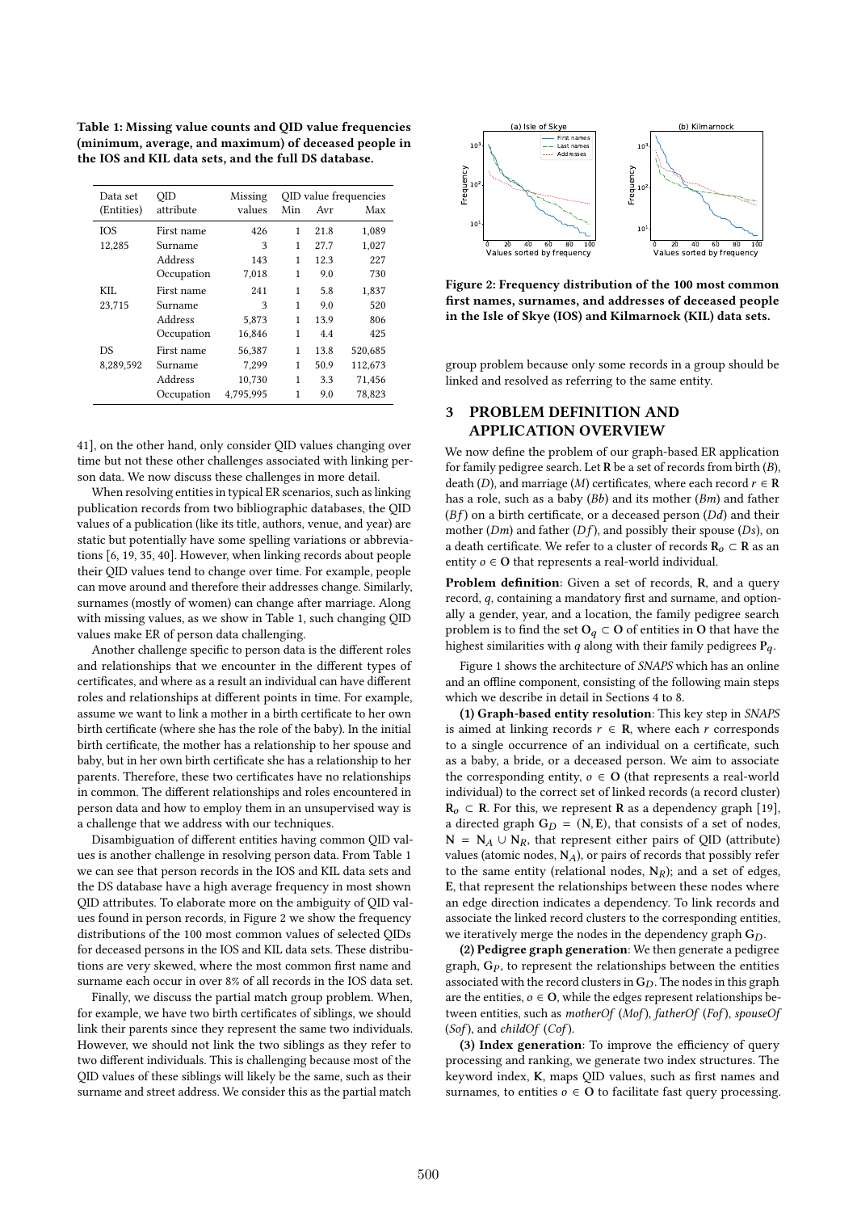Table 1: Missing value counts and QID value frequencies (minimum, average, and maximum) of deceased people in the IOS and KIL data sets, and the full DS database.

| Data set (Entities) | QID attribute | Missing values | QID value frequencies Min | Avr | Max |
|---|---|---|---|---|---|
| IOS | First name | 426 | 1 | 21.8 | 1,089 |
| 12,285 | Surname | 3 | 1 | 27.7 | 1,027 |
| | Address | 143 | 1 | 12.3 | 227 |
| | Occupation | 7,018 | 1 | 9.0 | 730 |
| KIL | First name | 241 | 1 | 5.8 | 1,837 |
| 23,715 | Surname | 3 | 1 | 9.0 | 520 |
| | Address | 5,873 | 1 | 13.9 | 806 |
| | Occupation | 16,846 | 1 | 4.4 | 425 |
| DS | First name | 56,387 | 1 | 13.8 | 520,685 |
| 8,289,592 | Surname | 7,299 | 1 | 50.9 | 112,673 |
| | Address | 10,730 | 1 | 3.3 | 71,456 |
| | Occupation | 4,795,995 | 1 | 9.0 | 78,823 |

41], on the other hand, only consider QID values changing over time but not these other challenges associated with linking person data. We now discuss these challenges in more detail.

When resolving entities in typical ER scenarios, such as linking publication records from two bibliographic databases, the QID values of a publication (like its title, authors, venue, and year) are static but potentially have some spelling variations or abbreviations [6, 19, 35, 40]. However, when linking records about people their QID values tend to change over time. For example, people can move around and therefore their addresses change. Similarly, surnames (mostly of women) can change after marriage. Along with missing values, as we show in Table 1, such changing QID values make ER of person data challenging.

Another challenge specific to person data is the different roles and relationships that we encounter in the different types of certificates, and where as a result an individual can have different roles and relationships at different points in time. For example, assume we want to link a mother in a birth certificate to her own birth certificate (where she has the role of the baby). In the initial birth certificate, the mother has a relationship to her spouse and baby, but in her own birth certificate she has a relationship to her parents. Therefore, these two certificates have no relationships in common. The different relationships and roles encountered in person data and how to employ them in an unsupervised way is a challenge that we address with our techniques.

Disambiguation of different entities having common QID values is another challenge in resolving person data. From Table 1 we can see that person records in the IOS and KIL data sets and the DS database have a high average frequency in most shown QID attributes. To elaborate more on the ambiguity of QID values found in person records, in Figure 2 we show the frequency distributions of the 100 most common values of selected QIDs for deceased persons in the IOS and KIL data sets. These distributions are very skewed, where the most common first name and surname each occur in over 8% of all records in the IOS data set.

Finally, we discuss the partial match group problem. When, for example, we have two birth certificates of siblings, we should link their parents since they represent the same two individuals. However, we should not link the two siblings as they refer to two different individuals. This is challenging because most of the QID values of these siblings will likely be the same, such as their surname and street address. We consider this as the partial match group problem because only some records in a group should be linked and resolved as referring to the same entity.

(a) Isle of Skye
(b) Kilmarnock
First names
Last names
Addresses
Frequency
Values sorted by frequency

Figure 2: Frequency distribution of the 100 most common first names, surnames, and addresses of deceased people in the Isle of Skye (IOS) and Kilmarnock (KIL) data sets.

## 3 PROBLEM DEFINITION AND APPLICATION OVERVIEW

We now define the problem of our graph-based ER application for family pedigree search. Let $\mathbf{R}$ be a set of records from birth ($B$), death ($D$), and marriage ($M$) certificates, where each record $r \in \mathbf{R}$ has a role, such as a baby ($Bb$) and its mother ($Bm$) and father ($Bf$) on a birth certificate, or a deceased person ($Dd$) and their mother ($Dm$) and father ($Df$), and possibly their spouse ($Ds$), on a death certificate. We refer to a cluster of records $\mathbf{R}_o \subset \mathbf{R}$ as an entity $o \in \mathbf{O}$ that represents a real-world individual.

**Problem definition**: Given a set of records, $\mathbf{R}$, and a query record, $q$, containing a mandatory first and surname, and optionally a gender, year, and a location, the family pedigree search problem is to find the set $\mathbf{O}_q \subset \mathbf{O}$ of entities in $\mathbf{O}$ that have the highest similarities with $q$ along with their family pedigrees $\mathbf{P}_q$.

Figure 1 shows the architecture of *SNAPS* which has an online and an offline component, consisting of the following main steps which we describe in detail in Sections 4 to 8.

**(1) Graph-based entity resolution**: This key step in *SNAPS* is aimed at linking records $r \in \mathbf{R}$, where each $r$ corresponds to a single occurrence of an individual on a certificate, such as a baby, a bride, or a deceased person. We aim to associate the corresponding entity, $o \in \mathbf{O}$ (that represents a real-world individual) to the correct set of linked records (a record cluster) $\mathbf{R}_o \subset \mathbf{R}$. For this, we represent $\mathbf{R}$ as a dependency graph [19], a directed graph $\mathbf{G}_D = (\mathbf{N}, \mathbf{E})$, that consists of a set of nodes, $\mathbf{N} = \mathbf{N}_A \cup \mathbf{N}_R$, that represent either pairs of QID (attribute) values (atomic nodes, $\mathbf{N}_A$), or pairs of records that possibly refer to the same entity (relational nodes, $\mathbf{N}_R$); and a set of edges, $\mathbf{E}$, that represent the relationships between these nodes where an edge direction indicates a dependency. To link records and associate the linked record clusters to the corresponding entities, we iteratively merge the nodes in the dependency graph $\mathbf{G}_D$.

**(2) Pedigree graph generation**: We then generate a pedigree graph, $\mathbf{G}_P$, to represent the relationships between the entities associated with the record clusters in $\mathbf{G}_D$. The nodes in this graph are the entities, $o \in \mathbf{O}$, while the edges represent relationships between entities, such as *motherOf* (*Mof*), *fatherOf* (*Fof*), *spouseOf* (*Sof*), and *childOf* (*Cof*).

**(3) Index generation**: To improve the efficiency of query processing and ranking, we generate two index structures. The keyword index, $\mathbf{K}$, maps QID values, such as first names and surnames, to entities $o \in \mathbf{O}$ to facilitate fast query processing.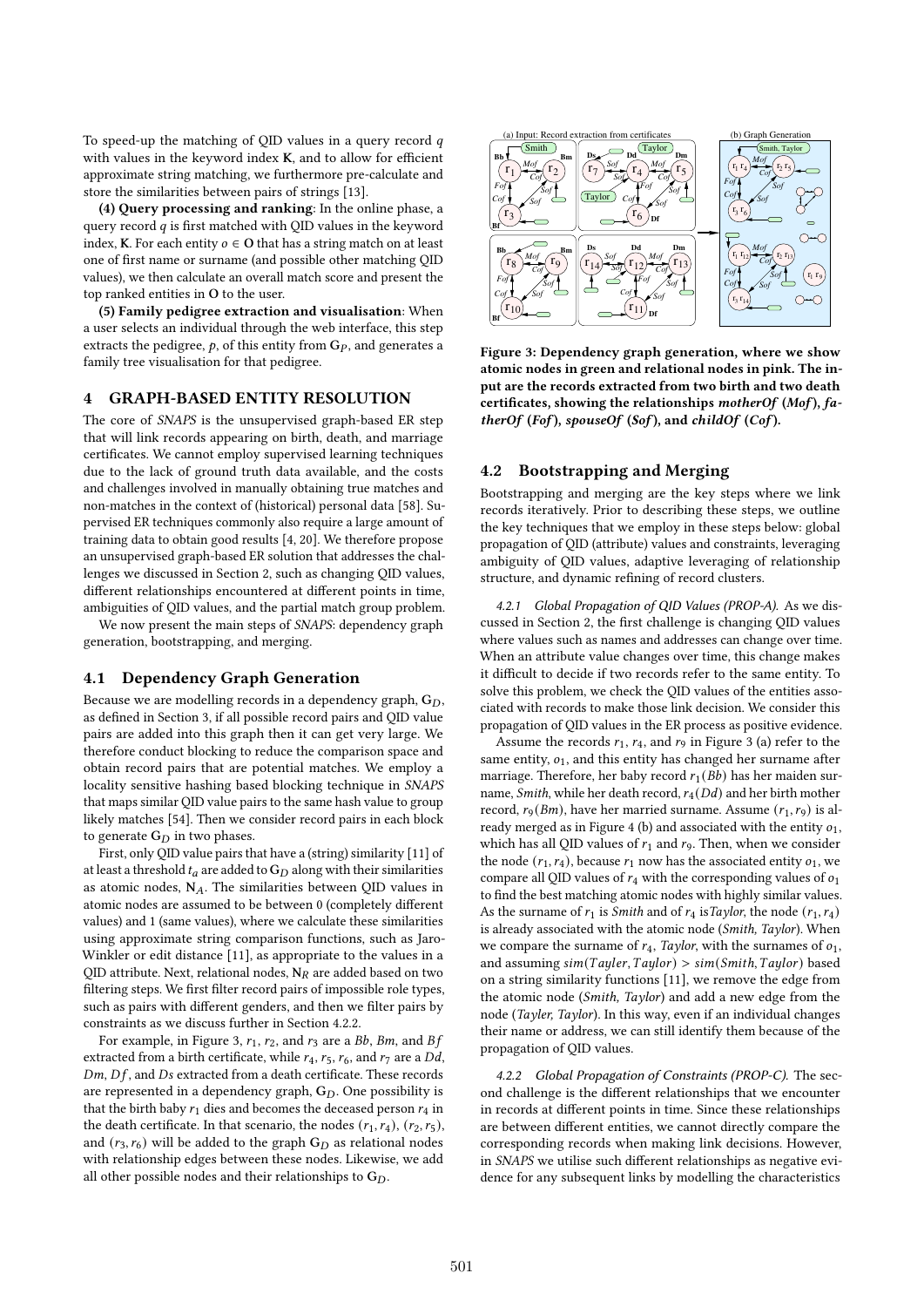To speed-up the matching of QID values in a query record $q$ with values in the keyword index $\mathbf{K}$, and to allow for efficient approximate string matching, we furthermore pre-calculate and store the similarities between pairs of strings [13].

**(4) Query processing and ranking**: In the online phase, a query record $q$ is first matched with QID values in the keyword index, $\mathbf{K}$. For each entity $o \in \mathbf{O}$ that has a string match on at least one of first name or surname (and possible other matching QID values), we then calculate an overall match score and present the top ranked entities in $\mathbf{O}$ to the user.

**(5) Family pedigree extraction and visualisation**: When a user selects an individual through the web interface, this step extracts the pedigree, $p$, of this entity from $\mathbf{G}_P$, and generates a family tree visualisation for that pedigree.

## 4 GRAPH-BASED ENTITY RESOLUTION

The core of *SNAPS* is the unsupervised graph-based ER step that will link records appearing on birth, death, and marriage certificates. We cannot employ supervised learning techniques due to the lack of ground truth data available, and the costs and challenges involved in manually obtaining true matches and non-matches in the context of (historical) personal data [58]. Supervised ER techniques commonly also require a large amount of training data to obtain good results [4, 20]. We therefore propose an unsupervised graph-based ER solution that addresses the challenges we discussed in Section 2, such as changing QID values, different relationships encountered at different points in time, ambiguities of QID values, and the partial match group problem.

We now present the main steps of *SNAPS*: dependency graph generation, bootstrapping, and merging.

### 4.1 Dependency Graph Generation

Because we are modelling records in a dependency graph, $\mathbf{G}_D$, as defined in Section 3, if all possible record pairs and QID value pairs are added into this graph then it can get very large. We therefore conduct blocking to reduce the comparison space and obtain record pairs that are potential matches. We employ a locality sensitive hashing based blocking technique in *SNAPS* that maps similar QID value pairs to the same hash value to group likely matches [54]. Then we consider record pairs in each block to generate $\mathbf{G}_D$ in two phases.

First, only QID value pairs that have a (string) similarity [11] of at least a threshold $t_a$ are added to $\mathbf{G}_D$ along with their similarities as atomic nodes, $\mathbf{N}_A$. The similarities between QID values in atomic nodes are assumed to be between 0 (completely different values) and 1 (same values), where we calculate these similarities using approximate string comparison functions, such as Jaro-Winkler or edit distance [11], as appropriate to the values in a QID attribute. Next, relational nodes, $\mathbf{N}_R$ are added based on two filtering steps. We first filter record pairs of impossible role types, such as pairs with different genders, and then we filter pairs by constraints as we discuss further in Section 4.2.2.

For example, in Figure 3, $r_1$, $r_2$, and $r_3$ are a *Bb*, *Bm*, and *Bf* extracted from a birth certificate, while $r_4$, $r_5$, $r_6$, and $r_7$ are a *Dd*, *Dm*, *Df*, and *Ds* extracted from a death certificate. These records are represented in a dependency graph, $\mathbf{G}_D$. One possibility is that the birth baby $r_1$ dies and becomes the deceased person $r_4$ in the death certificate. In that scenario, the nodes $(r_1, r_4)$, $(r_2, r_5)$, and $(r_3, r_6)$ will be added to the graph $\mathbf{G}_D$ as relational nodes with relationship edges between these nodes. Likewise, we add all other possible nodes and their relationships to $\mathbf{G}_D$.

(a) Input: Record extraction from certificates

(b) Graph Generation

**Figure 3: Dependency graph generation, where we show atomic nodes in green and relational nodes in pink. The input are the records extracted from two birth and two death certificates, showing the relationships *motherOf* (*Mof*), *fatherOf* (*Fof*), *spouseOf* (*Sof*), and *childOf* (*Cof*).**

### 4.2 Bootstrapping and Merging

Bootstrapping and merging are the key steps where we link records iteratively. Prior to describing these steps, we outline the key techniques that we employ in these steps below: global propagation of QID (attribute) values and constraints, leveraging ambiguity of QID values, adaptive leveraging of relationship structure, and dynamic refining of record clusters.

*4.2.1 Global Propagation of QID Values (PROP-A).* As we discussed in Section 2, the first challenge is changing QID values where values such as names and addresses can change over time. When an attribute value changes over time, this change makes it difficult to decide if two records refer to the same entity. To solve this problem, we check the QID values of the entities associated with records to make those link decision. We consider this propagation of QID values in the ER process as positive evidence.

Assume the records $r_1$, $r_4$, and $r_9$ in Figure 3 (a) refer to the same entity, $o_1$, and this entity has changed her surname after marriage. Therefore, her baby record $r_1(Bb)$ has her maiden surname, *Smith*, while her death record, $r_4(Dd)$ and her birth mother record, $r_9(Bm)$, have her married surname. Assume $(r_1, r_9)$ is already merged as in Figure 4 (b) and associated with the entity $o_1$, which has all QID values of $r_1$ and $r_9$. Then, when we consider the node $(r_1, r_4)$, because $r_1$ now has the associated entity $o_1$, we compare all QID values of $r_4$ with the corresponding values of $o_1$ to find the best matching atomic nodes with highly similar values. As the surname of $r_1$ is *Smith* and of $r_4$ is*Taylor*, the node $(r_1, r_4)$ is already associated with the atomic node (*Smith, Taylor*). When we compare the surname of $r_4$, *Taylor*, with the surnames of $o_1$, and assuming $sim(Tayler, Taylor) > sim(Smith, Taylor)$ based on a string similarity functions [11], we remove the edge from the atomic node (*Smith, Taylor*) and add a new edge from the node (*Tayler, Taylor*). In this way, even if an individual changes their name or address, we can still identify them because of the propagation of QID values.

*4.2.2 Global Propagation of Constraints (PROP-C).* The second challenge is the different relationships that we encounter in records at different points in time. Since these relationships are between different entities, we cannot directly compare the corresponding records when making link decisions. However, in *SNAPS* we utilise such different relationships as negative evidence for any subsequent links by modelling the characteristics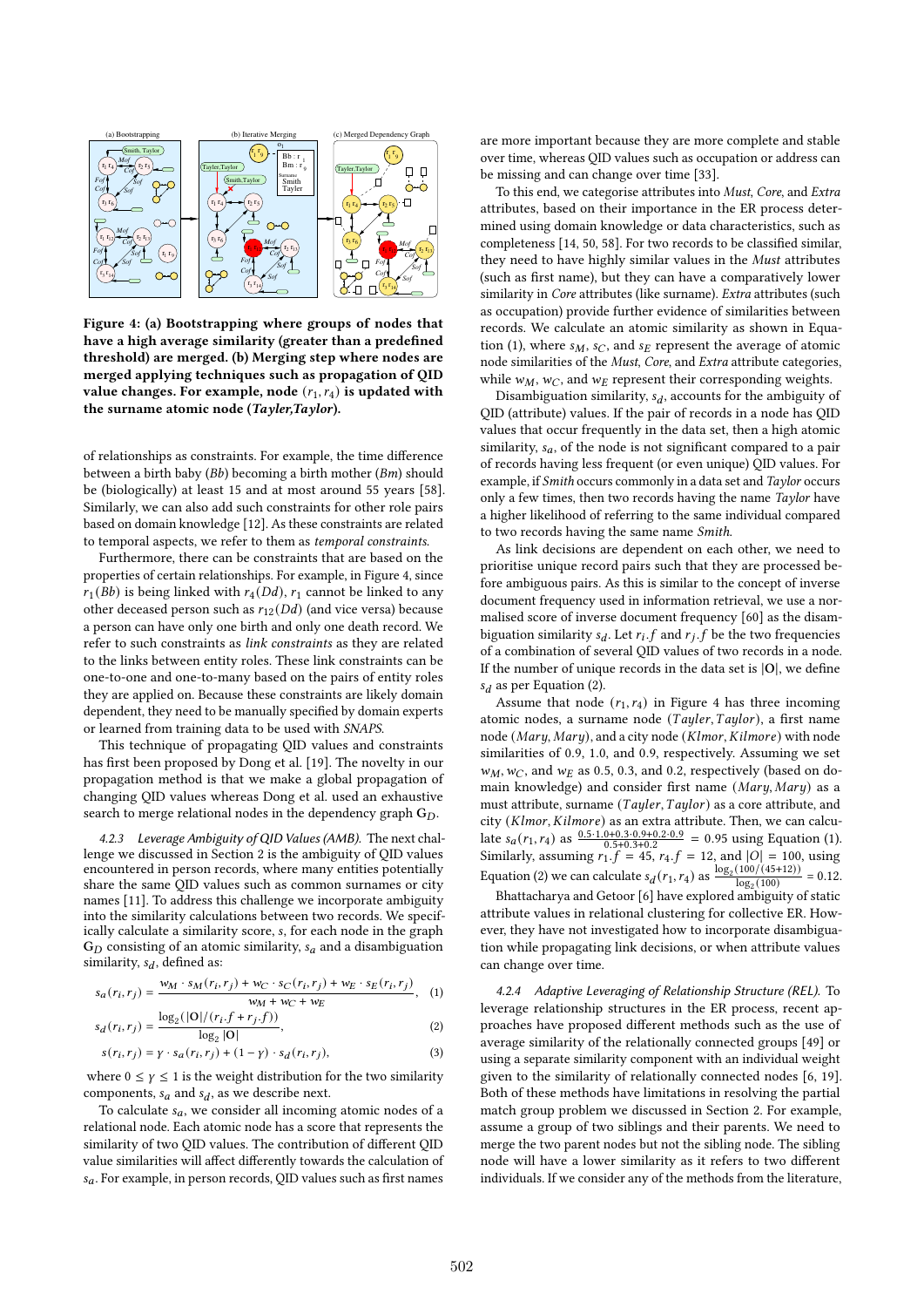(a) Bootstrapping (b) Iterative Merging (c) Merged Dependency Graph

Figure 4: (a) Bootstrapping where groups of nodes that have a high average similarity (greater than a predefined threshold) are merged. (b) Merging step where nodes are merged applying techniques such as propagation of QID value changes. For example, node $(r_1, r_4)$ is updated with the surname atomic node (*Tayler,Taylor*).

of relationships as constraints. For example, the time difference between a birth baby (*Bb*) becoming a birth mother (*Bm*) should be (biologically) at least 15 and at most around 55 years [58]. Similarly, we can also add such constraints for other role pairs based on domain knowledge [12]. As these constraints are related to temporal aspects, we refer to them as *temporal constraints*.

Furthermore, there can be constraints that are based on the properties of certain relationships. For example, in Figure 4, since $r_1(Bb)$ is being linked with $r_4(Dd)$, $r_1$ cannot be linked to any other deceased person such as $r_{12}(Dd)$ (and vice versa) because a person can have only one birth and only one death record. We refer to such constraints as *link constraints* as they are related to the links between entity roles. These link constraints can be one-to-one and one-to-many based on the pairs of entity roles they are applied on. Because these constraints are likely domain dependent, they need to be manually specified by domain experts or learned from training data to be used with *SNAPS*.

This technique of propagating QID values and constraints has first been proposed by Dong et al. [19]. The novelty in our propagation method is that we make a global propagation of changing QID values whereas Dong et al. used an exhaustive search to merge relational nodes in the dependency graph $\mathbf{G}_D$.

*4.2.3 Leverage Ambiguity of QID Values (AMB).* The next challenge we discussed in Section 2 is the ambiguity of QID values encountered in person records, where many entities potentially share the same QID values such as common surnames or city names [11]. To address this challenge we incorporate ambiguity into the similarity calculations between two records. We specifically calculate a similarity score, $s$, for each node in the graph $\mathbf{G}_D$ consisting of an atomic similarity, $s_a$ and a disambiguation similarity, $s_d$, defined as:

$$s_a(r_i, r_j) = \frac{w_M \cdot s_M(r_i, r_j) + w_C \cdot s_C(r_i, r_j) + w_E \cdot s_E(r_i, r_j)}{w_M + w_C + w_E}, \quad (1)$$

$$s_d(r_i, r_j) = \frac{\log_2(|\mathbf{O}|/(r_i.f + r_j.f))}{\log_2 |\mathbf{O}|}, \quad (2)$$

$$s(r_i, r_j) = \gamma \cdot s_a(r_i, r_j) + (1 - \gamma) \cdot s_d(r_i, r_j), \quad (3)$$

where $0 \leq \gamma \leq 1$ is the weight distribution for the two similarity components, $s_a$ and $s_d$, as we describe next.

To calculate $s_a$, we consider all incoming atomic nodes of a relational node. Each atomic node has a score that represents the similarity of two QID values. The contribution of different QID value similarities will affect differently towards the calculation of $s_a$. For example, in person records, QID values such as first names are more important because they are more complete and stable over time, whereas QID values such as occupation or address can be missing and can change over time [33].

To this end, we categorise attributes into *Must*, *Core*, and *Extra* attributes, based on their importance in the ER process determined using domain knowledge or data characteristics, such as completeness [14, 50, 58]. For two records to be classified similar, they need to have highly similar values in the *Must* attributes (such as first name), but they can have a comparatively lower similarity in *Core* attributes (like surname). *Extra* attributes (such as occupation) provide further evidence of similarities between records. We calculate an atomic similarity as shown in Equation (1), where $s_M$, $s_C$, and $s_E$ represent the average of atomic node similarities of the *Must*, *Core*, and *Extra* attribute categories, while $w_M$, $w_C$, and $w_E$ represent their corresponding weights.

Disambiguation similarity, $s_d$, accounts for the ambiguity of QID (attribute) values. If the pair of records in a node has QID values that occur frequently in the data set, then a high atomic similarity, $s_a$, of the node is not significant compared to a pair of records having less frequent (or even unique) QID values. For example, if *Smith* occurs commonly in a data set and *Taylor* occurs only a few times, then two records having the name *Taylor* have a higher likelihood of referring to the same individual compared to two records having the same name *Smith*.

As link decisions are dependent on each other, we need to prioritise unique record pairs such that they are processed before ambiguous pairs. As this is similar to the concept of inverse document frequency used in information retrieval, we use a normalised score of inverse document frequency [60] as the disambiguation similarity $s_d$. Let $r_i.f$ and $r_j.f$ be the two frequencies of a combination of several QID values of two records in a node. If the number of unique records in the data set is $|\mathbf{O}|$, we define $s_d$ as per Equation (2).

Assume that node $(r_1, r_4)$ in Figure 4 has three incoming atomic nodes, a surname node $(Tayler, Taylor)$, a first name node $(Mary, Mary)$, and a city node $(Klmor, Kilmore)$ with node similarities of 0.9, 1.0, and 0.9, respectively. Assuming we set $w_M$, $w_C$, and $w_E$ as 0.5, 0.3, and 0.2, respectively (based on domain knowledge) and consider first name $(Mary, Mary)$ as a must attribute, surname $(Tayler, Taylor)$ as a core attribute, and city $(Klmor, Kilmore)$ as an extra attribute. Then, we can calculate $s_a(r_1, r_4)$ as $\frac{0.5 \cdot 1.0 + 0.3 \cdot 0.9 + 0.2 \cdot 0.9}{0.5 + 0.3 + 0.2} = 0.95$ using Equation (1). Similarly, assuming $r_1.f = 45$, $r_4.f = 12$, and $|O| = 100$, using Equation (2) we can calculate $s_d(r_1, r_4)$ as $\frac{\log_2(100/(45+12))}{\log_2(100)} = 0.12$.

Bhattacharya and Getoor [6] have explored ambiguity of static attribute values in relational clustering for collective ER. However, they have not investigated how to incorporate disambiguation while propagating link decisions, or when attribute values can change over time.

*4.2.4 Adaptive Leveraging of Relationship Structure (REL).* To leverage relationship structures in the ER process, recent approaches have proposed different methods such as the use of average similarity of the relationally connected groups [49] or using a separate similarity component with an individual weight given to the similarity of relationally connected nodes [6, 19]. Both of these methods have limitations in resolving the partial match group problem we discussed in Section 2. For example, assume a group of two siblings and their parents. We need to merge the two parent nodes but not the sibling node. The sibling node will have a lower similarity as it refers to two different individuals. If we consider any of the methods from the literature,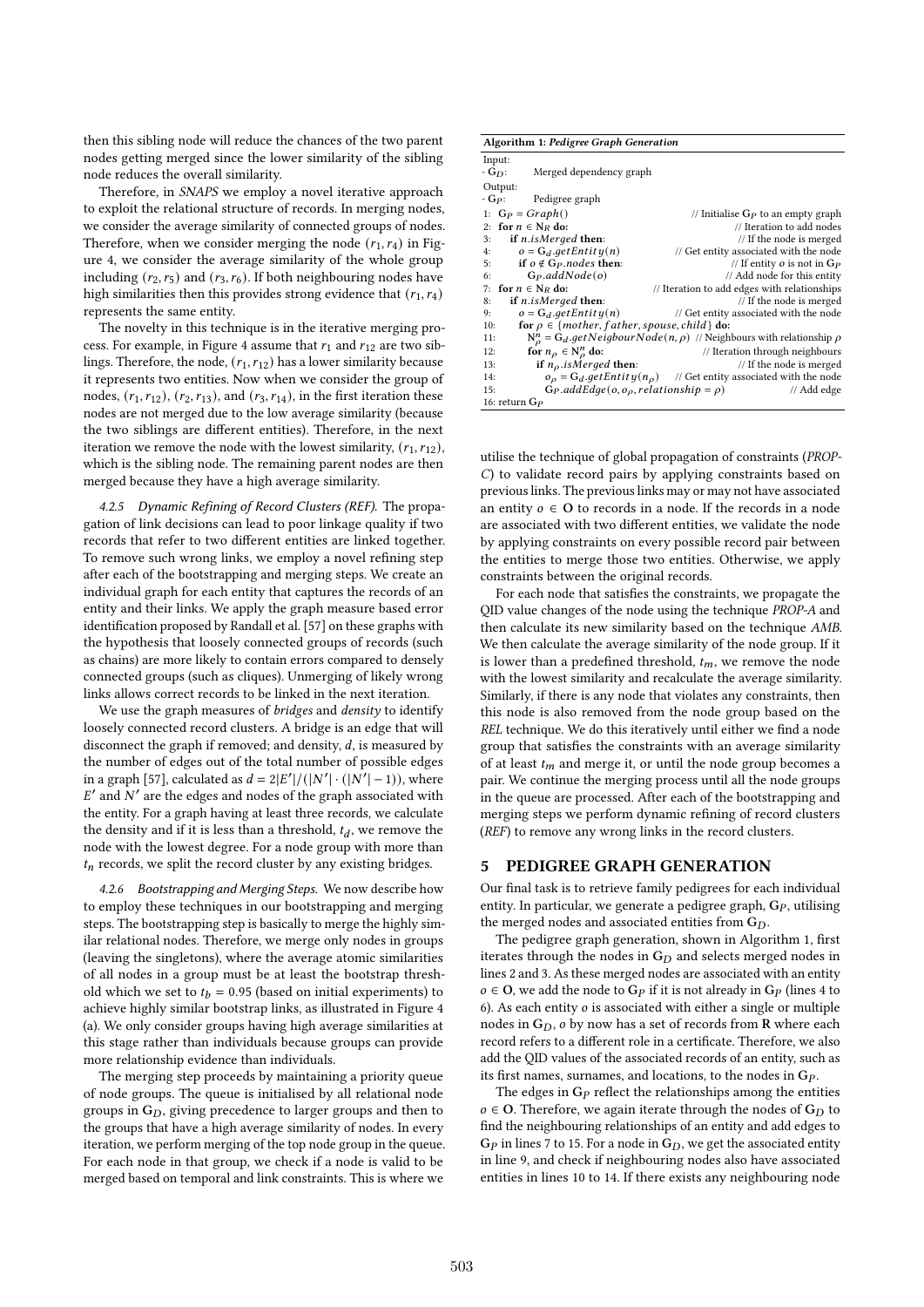then this sibling node will reduce the chances of the two parent nodes getting merged since the lower similarity of the sibling node reduces the overall similarity.

Therefore, in *SNAPS* we employ a novel iterative approach to exploit the relational structure of records. In merging nodes, we consider the average similarity of connected groups of nodes. Therefore, when we consider merging the node $(r_1, r_4)$ in Figure 4, we consider the average similarity of the whole group including $(r_2, r_5)$ and $(r_3, r_6)$. If both neighbouring nodes have high similarities then this provides strong evidence that $(r_1, r_4)$ represents the same entity.

The novelty in this technique is in the iterative merging process. For example, in Figure 4 assume that $r_1$ and $r_{12}$ are two siblings. Therefore, the node, $(r_1, r_{12})$, has a lower similarity because it represents two entities. Now when we consider the group of nodes, $(r_1, r_{12})$, $(r_2, r_{13})$, and $(r_3, r_{14})$, in the first iteration these nodes are not merged due to the low average similarity (because the two siblings are different entities). Therefore, in the next iteration we remove the node with the lowest similarity, $(r_1, r_{12})$, which is the sibling node. The remaining parent nodes are then merged because they have a high average similarity.

#### 4.2.5 Dynamic Refining of Record Clusters (REF).

The propagation of link decisions can lead to poor linkage quality if two records that refer to two different entities are linked together. To remove such wrong links, we employ a novel refining step after each of the bootstrapping and merging steps. We create an individual graph for each entity that captures the records of an entity and their links. We apply the graph measure based error identification proposed by Randall et al. [57] on these graphs with the hypothesis that loosely connected groups of records (such as chains) are more likely to contain errors compared to densely connected groups (such as cliques). Unmerging of likely wrong links allows correct records to be linked in the next iteration.

We use the graph measures of *bridges* and *density* to identify loosely connected record clusters. A bridge is an edge that will disconnect the graph if removed; and density, $d$, is measured by the number of edges out of the total number of possible edges in a graph [57], calculated as $d = 2|E'|/(|N'| \cdot (|N'| - 1))$, where $E'$ and $N'$ are the edges and nodes of the graph associated with the entity. For a graph having at least three records, we calculate the density and if it is less than a threshold, $t_d$, we remove the node with the lowest degree. For a node group with more than $t_n$ records, we split the record cluster by any existing bridges.

#### 4.2.6 Bootstrapping and Merging Steps.

We now describe how to employ these techniques in our bootstrapping and merging steps. The bootstrapping step is basically to merge the highly similar relational nodes. Therefore, we merge only nodes in groups (leaving the singletons), where the average atomic similarities of all nodes in a group must be at least the bootstrap threshold which we set to $t_b = 0.95$ (based on initial experiments) to achieve highly similar bootstrap links, as illustrated in Figure 4 (a). We only consider groups having high average similarities at this stage rather than individuals because groups can provide more relationship evidence than individuals.

The merging step proceeds by maintaining a priority queue of node groups. The queue is initialised by all relational node groups in $\mathbf{G}_D$, giving precedence to larger groups and then to the groups that have a high average similarity of nodes. In every iteration, we perform merging of the top node group in the queue. For each node in that group, we check if a node is valid to be merged based on temporal and link constraints. This is where we utilise the technique of global propagation of constraints (*PROP-C*) to validate record pairs by applying constraints based on previous links. The previous links may or may not have associated an entity $o \in \mathbf{O}$ to records in a node. If the records in a node are associated with two different entities, we validate the node by applying constraints on every possible record pair between the entities to merge those two entities. Otherwise, we apply constraints between the original records.

For each node that satisfies the constraints, we propagate the QID value changes of the node using the technique *PROP-A* and then calculate its new similarity based on the technique *AMB*. We then calculate the average similarity of the node group. If it is lower than a predefined threshold, $t_m$, we remove the node with the lowest similarity and recalculate the average similarity. Similarly, if there is any node that violates any constraints, then this node is also removed from the node group based on the *REL* technique. We do this iteratively until either we find a node group that satisfies the constraints with an average similarity of at least $t_m$ and merge it, or until the node group becomes a pair. We continue the merging process until all the node groups in the queue are processed. After each of the bootstrapping and merging steps we perform dynamic refining of record clusters (*REF*) to remove any wrong links in the record clusters.

**Algorithm 1:** *Pedigree Graph Generation*

```
Input:
- G_D:     Merged dependency graph
Output:
- G_P:     Pedigree graph
1:  G_P = Graph()                               // Initialise G_P to an empty graph
2:  for n ∈ N_R do:                             // Iteration to add nodes
3:     if n.isMerged then:                      // If the node is merged
4:        o = G_d.getEntity(n)                  // Get entity associated with the node
5:        if o ∉ G_P.nodes then:                // If entity o is not in G_P
6:           G_P.addNode(o)                     // Add node for this entity
7:  for n ∈ N_R do:                             // Iteration to add edges with relationships
8:     if n.isMerged then:                      // If the node is merged
9:        o = G_d.getEntity(n)                  // Get entity associated with the node
10:       for ρ ∈ {mother, father, spouse, child} do:
11:          N^n_ρ = G_d.getNeigbourNode(n, ρ)  // Neighbours with relationship ρ
12:          for n_ρ ∈ N^n_ρ do:                // Iteration through neighbours
13:             if n_ρ.isMerged then:           // If the node is merged
14:                o_ρ = G_d.getEntity(n_ρ)     // Get entity associated with the node
15:                G_P.addEdge(o, o_ρ, relationship = ρ)   // Add edge
16: return G_P
```

## 5 PEDIGREE GRAPH GENERATION

Our final task is to retrieve family pedigrees for each individual entity. In particular, we generate a pedigree graph, $\mathbf{G}_P$, utilising the merged nodes and associated entities from $\mathbf{G}_D$.

The pedigree graph generation, shown in Algorithm 1, first iterates through the nodes in $\mathbf{G}_D$ and selects merged nodes in lines 2 and 3. As these merged nodes are associated with an entity $o \in \mathbf{O}$, we add the node to $\mathbf{G}_P$ if it is not already in $\mathbf{G}_P$ (lines 4 to 6). As each entity $o$ is associated with either a single or multiple nodes in $\mathbf{G}_D$, $o$ by now has a set of records from $\mathbf{R}$ where each record refers to a different role in a certificate. Therefore, we also add the QID values of the associated records of an entity, such as its first names, surnames, and locations, to the nodes in $\mathbf{G}_P$.

The edges in $\mathbf{G}_P$ reflect the relationships among the entities $o \in \mathbf{O}$. Therefore, we again iterate through the nodes of $\mathbf{G}_D$ to find the neighbouring relationships of an entity and add edges to $\mathbf{G}_P$ in lines 7 to 15. For a node in $\mathbf{G}_D$, we get the associated entity in line 9, and check if neighbouring nodes also have associated entities in lines 10 to 14. If there exists any neighbouring node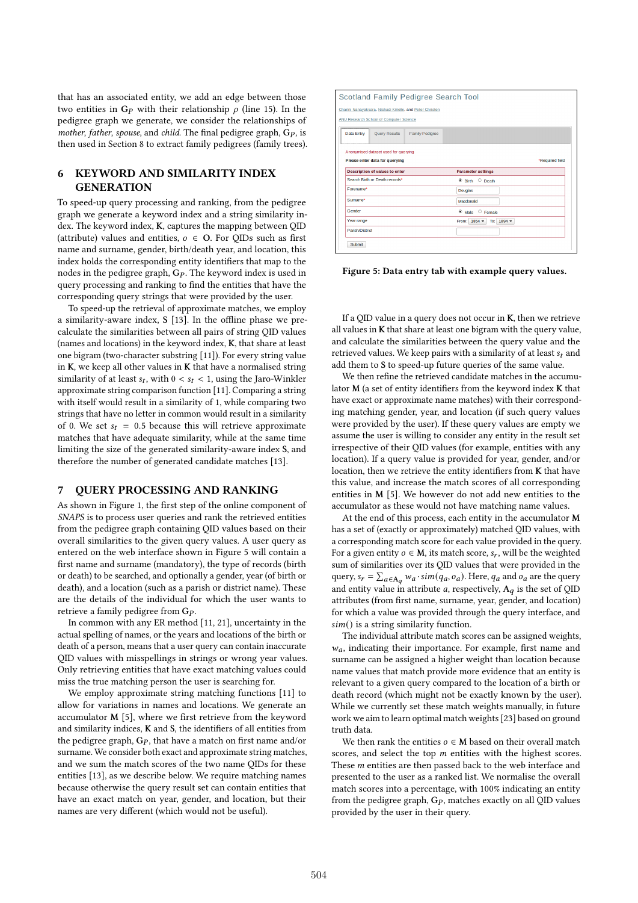that has an associated entity, we add an edge between those two entities in $\mathbf{G}_P$ with their relationship $\rho$ (line 15). In the pedigree graph we generate, we consider the relationships of *mother*, *father*, *spouse*, and *child*. The final pedigree graph, $\mathbf{G}_P$, is then used in Section 8 to extract family pedigrees (family trees).

# 6 KEYWORD AND SIMILARITY INDEX GENERATION

To speed-up query processing and ranking, from the pedigree graph we generate a keyword index and a string similarity index. The keyword index, $\mathbf{K}$, captures the mapping between QID (attribute) values and entities, $o \in \mathbf{O}$. For QIDs such as first name and surname, gender, birth/death year, and location, this index holds the corresponding entity identifiers that map to the nodes in the pedigree graph, $\mathbf{G}_P$. The keyword index is used in query processing and ranking to find the entities that have the corresponding query strings that were provided by the user.

To speed-up the retrieval of approximate matches, we employ a similarity-aware index, $\mathbf{S}$ [13]. In the offline phase we pre-calculate the similarities between all pairs of string QID values (names and locations) in the keyword index, $\mathbf{K}$, that share at least one bigram (two-character substring [11]). For every string value in $\mathbf{K}$, we keep all other values in $\mathbf{K}$ that have a normalised string similarity of at least $s_t$, with $0 < s_t < 1$, using the Jaro-Winkler approximate string comparison function [11]. Comparing a string with itself would result in a similarity of 1, while comparing two strings that have no letter in common would result in a similarity of 0. We set $s_t = 0.5$ because this will retrieve approximate matches that have adequate similarity, while at the same time limiting the size of the generated similarity-aware index $\mathbf{S}$, and therefore the number of generated candidate matches [13].

# 7 QUERY PROCESSING AND RANKING

As shown in Figure 1, the first step of the online component of *SNAPS* is to process user queries and rank the retrieved entities from the pedigree graph containing QID values based on their overall similarities to the given query values. A user query as entered on the web interface shown in Figure 5 will contain a first name and surname (mandatory), the type of records (birth or death) to be searched, and optionally a gender, year (of birth or death), and a location (such as a parish or district name). These are the details of the individual for which the user wants to retrieve a family pedigree from $\mathbf{G}_P$.

In common with any ER method [11, 21], uncertainty in the actual spelling of names, or the years and locations of the birth or death of a person, means that a user query can contain inaccurate QID values with misspellings in strings or wrong year values. Only retrieving entities that have exact matching values could miss the true matching person the user is searching for.

We employ approximate string matching functions [11] to allow for variations in names and locations. We generate an accumulator $\mathbf{M}$ [5], where we first retrieve from the keyword and similarity indices, $\mathbf{K}$ and $\mathbf{S}$, the identifiers of all entities from the pedigree graph, $\mathbf{G}_P$, that have a match on first name and/or surname. We consider both exact and approximate string matches, and we sum the match scores of the two name QIDs for these entities [13], as we describe below. We require matching names because otherwise the query result set can contain entities that have an exact match on year, gender, and location, but their names are very different (which would not be useful).

Scotland Family Pedigree Search Tool

Charini Nanayakkara, Nishadi Kirielle, and Peter Christen

ANU Research School of Computer Science

Data Entry | Query Results | Family Pedigree

Anonymised dataset used for querying

Please enter data for querying *Required field

| Description of values to enter | Parameter settings |
|---|---|
| Search Birth or Death records* | ◉ Birth ○ Death |
| Forename* | Douglas |
| Surname* | Macdonald |
| Gender | ◉ Male ○ Female |
| Year range | From: 1854 To: 1894 |
| Parish/District | |

Submit

**Figure 5: Data entry tab with example query values.**

If a QID value in a query does not occur in $\mathbf{K}$, then we retrieve all values in $\mathbf{K}$ that share at least one bigram with the query value, and calculate the similarities between the query value and the retrieved values. We keep pairs with a similarity of at least $s_t$ and add them to $\mathbf{S}$ to speed-up future queries of the same value.

We then refine the retrieved candidate matches in the accumulator $\mathbf{M}$ (a set of entity identifiers from the keyword index $\mathbf{K}$ that have exact or approximate name matches) with their corresponding matching gender, year, and location (if such query values were provided by the user). If these query values are empty we assume the user is willing to consider any entity in the result set irrespective of their QID values (for example, entities with any location). If a query value is provided for year, gender, and/or location, then we retrieve the entity identifiers from $\mathbf{K}$ that have this value, and increase the match scores of all corresponding entities in $\mathbf{M}$ [5]. We however do not add new entities to the accumulator as these would not have matching name values.

At the end of this process, each entity in the accumulator $\mathbf{M}$ has a set of (exactly or approximately) matched QID values, with a corresponding matching score for each value provided in the query. For a given entity $o \in \mathbf{M}$, its match score, $s_r$, will be the weighted sum of similarities over its QID values that were provided in the query, $s_r = \sum_{a \in \mathbf{A}_q} w_a \cdot sim(q_a, o_a)$. Here, $q_a$ and $o_a$ are the query and entity value in attribute $a$, respectively, $\mathbf{A}_q$ is the set of QID attributes (from first name, surname, year, gender, and location) for which a value was provided through the query interface, and $sim()$ is a string similarity function.

The individual attribute match scores can be assigned weights, $w_a$, indicating their importance. For example, first name and surname can be assigned a higher weight than location because name values that match provide more evidence that an entity is relevant to a given query compared to the location of a birth or death record (which might not be exactly known by the user). While we currently set these match weights manually, in future work we aim to learn optimal match weights [23] based on ground truth data.

We then rank the entities $o \in \mathbf{M}$ based on their overall match scores, and select the top $m$ entities with the highest scores. These $m$ entities are then passed back to the web interface and presented to the user as a ranked list. We normalise the overall match scores into a percentage, with 100% indicating an entity from the pedigree graph, $\mathbf{G}_P$, matches exactly on all QID values provided by the user in their query.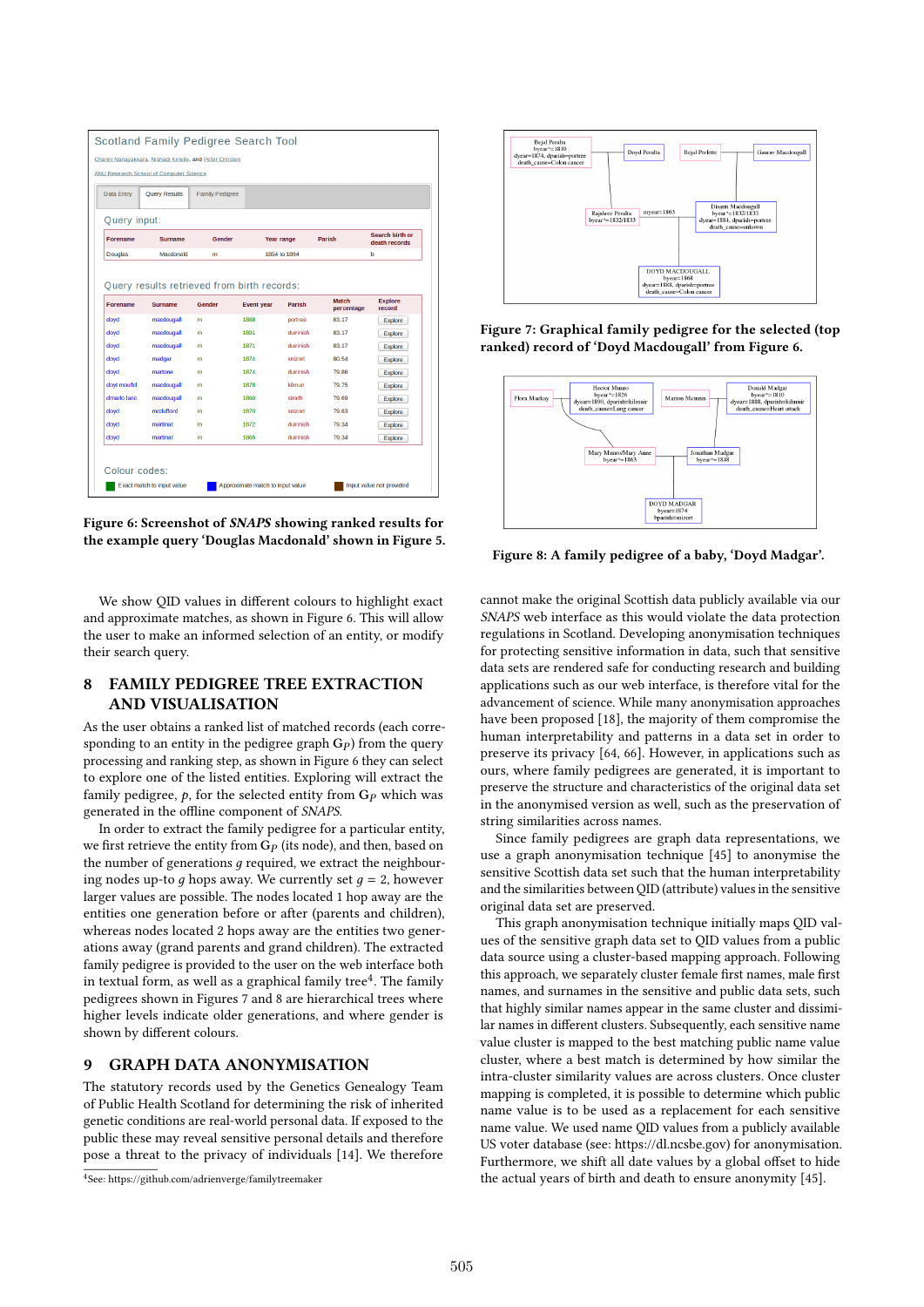Figure 6: Screenshot of *SNAPS* showing ranked results for the example query 'Douglas Macdonald' shown in Figure 5.

Figure 7: Graphical family pedigree for the selected (top ranked) record of 'Doyd Macdougall' from Figure 6.

Figure 8: A family pedigree of a baby, 'Doyd Madgar'.

We show QID values in different colours to highlight exact and approximate matches, as shown in Figure 6. This will allow the user to make an informed selection of an entity, or modify their search query.

## 8 FAMILY PEDIGREE TREE EXTRACTION AND VISUALISATION

As the user obtains a ranked list of matched records (each corresponding to an entity in the pedigree graph $\mathbf{G}_P$) from the query processing and ranking step, as shown in Figure 6 they can select to explore one of the listed entities. Exploring will extract the family pedigree, $p$, for the selected entity from $\mathbf{G}_P$ which was generated in the offline component of *SNAPS*.

In order to extract the family pedigree for a particular entity, we first retrieve the entity from $\mathbf{G}_P$ (its node), and then, based on the number of generations $g$ required, we extract the neighbouring nodes up-to $g$ hops away. We currently set $g = 2$, however larger values are possible. The nodes located 1 hop away are the entities one generation before or after (parents and children), whereas nodes located 2 hops away are the entities two generations away (grand parents and grand children). The extracted family pedigree is provided to the user on the web interface both in textual form, as well as a graphical family tree[4]. The family pedigrees shown in Figures 7 and 8 are hierarchical trees where higher levels indicate older generations, and where gender is shown by different colours.

## 9 GRAPH DATA ANONYMISATION

The statutory records used by the Genetics Genealogy Team of Public Health Scotland for determining the risk of inherited genetic conditions are real-world personal data. If exposed to the public these may reveal sensitive personal details and therefore pose a threat to the privacy of individuals [14]. We therefore cannot make the original Scottish data publicly available via our *SNAPS* web interface as this would violate the data protection regulations in Scotland. Developing anonymisation techniques for protecting sensitive information in data, such that sensitive data sets are rendered safe for conducting research and building applications such as our web interface, is therefore vital for the advancement of science. While many anonymisation approaches have been proposed [18], the majority of them compromise the human interpretability and patterns in a data set in order to preserve its privacy [64, 66]. However, in applications such as ours, where family pedigrees are generated, it is important to preserve the structure and characteristics of the original data set in the anonymised version as well, such as the preservation of string similarities across names.

Since family pedigrees are graph data representations, we use a graph anonymisation technique [45] to anonymise the sensitive Scottish data set such that the human interpretability and the similarities between QID (attribute) values in the sensitive original data set are preserved.

This graph anonymisation technique initially maps QID values of the sensitive graph data set to QID values from a public data source using a cluster-based mapping approach. Following this approach, we separately cluster female first names, male first names, and surnames in the sensitive and public data sets, such that highly similar names appear in the same cluster and dissimilar names in different clusters. Subsequently, each sensitive name value cluster is mapped to the best matching public name value cluster, where a best match is determined by how similar the intra-cluster similarity values are across clusters. Once cluster mapping is completed, it is possible to determine which public name value is to be used as a replacement for each sensitive name value. We used name QID values from a publicly available US voter database (see: https://dl.ncsbe.gov) for anonymisation. Furthermore, we shift all date values by a global offset to hide the actual years of birth and death to ensure anonymity [45].

[4] See: https://github.com/adrienverge/familytreemaker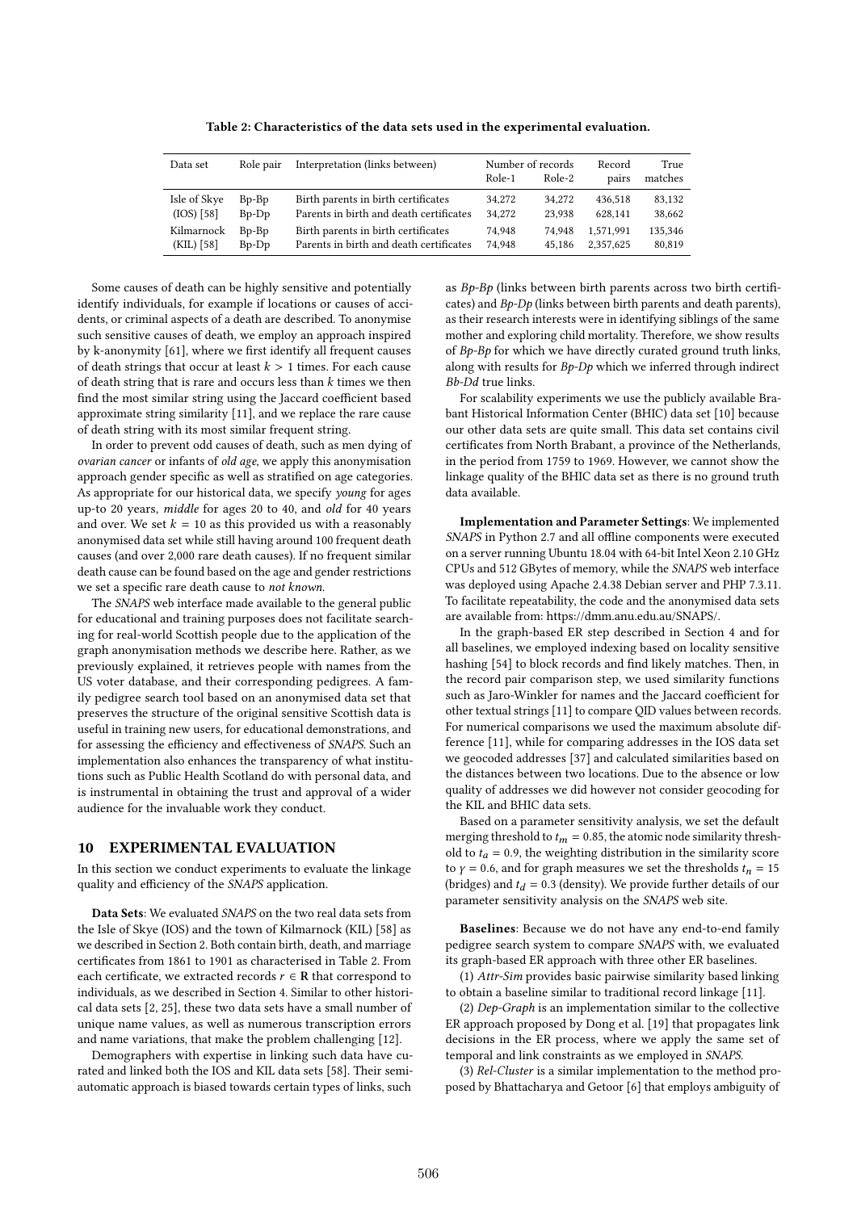Table 2: Characteristics of the data sets used in the experimental evaluation.

| Data set | Role pair | Interpretation (links between) | Number of records Role-1 | Number of records Role-2 | Record pairs | True matches |
|---|---|---|---|---|---|---|
| Isle of Skye | Bp-Bp | Birth parents in birth certificates | 34,272 | 34,272 | 436,518 | 83,132 |
| (IOS) [58] | Bp-Dp | Parents in birth and death certificates | 34,272 | 23,938 | 628,141 | 38,662 |
| Kilmarnock | Bp-Bp | Birth parents in birth certificates | 74,948 | 74,948 | 1,571,991 | 135,346 |
| (KIL) [58] | Bp-Dp | Parents in birth and death certificates | 74,948 | 45,186 | 2,357,625 | 80,819 |

Some causes of death can be highly sensitive and potentially identify individuals, for example if locations or causes of accidents, or criminal aspects of a death are described. To anonymise such sensitive causes of death, we employ an approach inspired by k-anonymity [61], where we first identify all frequent causes of death strings that occur at least $k > 1$ times. For each cause of death string that is rare and occurs less than $k$ times we then find the most similar string using the Jaccard coefficient based approximate string similarity [11], and we replace the rare cause of death string with its most similar frequent string.

In order to prevent odd causes of death, such as men dying of *ovarian cancer* or infants of *old age*, we apply this anonymisation approach gender specific as well as stratified on age categories. As appropriate for our historical data, we specify *young* for ages up-to 20 years, *middle* for ages 20 to 40, and *old* for 40 years and over. We set $k = 10$ as this provided us with a reasonably anonymised data set while still having around 100 frequent death causes (and over 2,000 rare death causes). If no frequent similar death cause can be found based on the age and gender restrictions we set a specific rare death cause to *not known*.

The *SNAPS* web interface made available to the general public for educational and training purposes does not facilitate searching for real-world Scottish people due to the application of the graph anonymisation methods we describe here. Rather, as we previously explained, it retrieves people with names from the US voter database, and their corresponding pedigrees. A family pedigree search tool based on an anonymised data set that preserves the structure of the original sensitive Scottish data is useful in training new users, for educational demonstrations, and for assessing the efficiency and effectiveness of *SNAPS*. Such an implementation also enhances the transparency of what institutions such as Public Health Scotland do with personal data, and is instrumental in obtaining the trust and approval of a wider audience for the invaluable work they conduct.

## 10 EXPERIMENTAL EVALUATION

In this section we conduct experiments to evaluate the linkage quality and efficiency of the *SNAPS* application.

**Data Sets**: We evaluated *SNAPS* on the two real data sets from the Isle of Skye (IOS) and the town of Kilmarnock (KIL) [58] as we described in Section 2. Both contain birth, death, and marriage certificates from 1861 to 1901 as characterised in Table 2. From each certificate, we extracted records $r \in \mathbf{R}$ that correspond to individuals, as we described in Section 4. Similar to other historical data sets [2, 25], these two data sets have a small number of unique name values, as well as numerous transcription errors and name variations, that make the problem challenging [12].

Demographers with expertise in linking such data have curated and linked both the IOS and KIL data sets [58]. Their semi-automatic approach is biased towards certain types of links, such as *Bp-Bp* (links between birth parents across two birth certificates) and *Bp-Dp* (links between birth parents and death parents), as their research interests were in identifying siblings of the same mother and exploring child mortality. Therefore, we show results of *Bp-Bp* for which we have directly curated ground truth links, along with results for *Bp-Dp* which we inferred through indirect *Bb-Dd* true links.

For scalability experiments we use the publicly available Brabant Historical Information Center (BHIC) data set [10] because our other data sets are quite small. This data set contains civil certificates from North Brabant, a province of the Netherlands, in the period from 1759 to 1969. However, we cannot show the linkage quality of the BHIC data set as there is no ground truth data available.

**Implementation and Parameter Settings**: We implemented *SNAPS* in Python 2.7 and all offline components were executed on a server running Ubuntu 18.04 with 64-bit Intel Xeon 2.10 GHz CPUs and 512 GBytes of memory, while the *SNAPS* web interface was deployed using Apache 2.4.38 Debian server and PHP 7.3.11. To facilitate repeatability, the code and the anonymised data sets are available from: https://dmm.anu.edu.au/SNAPS/.

In the graph-based ER step described in Section 4 and for all baselines, we employed indexing based on locality sensitive hashing [54] to block records and find likely matches. Then, in the record pair comparison step, we used similarity functions such as Jaro-Winkler for names and the Jaccard coefficient for other textual strings [11] to compare QID values between records. For numerical comparisons we used the maximum absolute difference [11], while for comparing addresses in the IOS data set we geocoded addresses [37] and calculated similarities based on the distances between two locations. Due to the absence or low quality of addresses we did however not consider geocoding for the KIL and BHIC data sets.

Based on a parameter sensitivity analysis, we set the default merging threshold to $t_m = 0.85$, the atomic node similarity threshold to $t_a = 0.9$, the weighting distribution in the similarity score to $\gamma = 0.6$, and for graph measures we set the thresholds $t_n = 15$ (bridges) and $t_d = 0.3$ (density). We provide further details of our parameter sensitivity analysis on the *SNAPS* web site.

**Baselines**: Because we do not have any end-to-end family pedigree search system to compare *SNAPS* with, we evaluated its graph-based ER approach with three other ER baselines.

(1) *Attr-Sim* provides basic pairwise similarity based linking to obtain a baseline similar to traditional record linkage [11].

(2) *Dep-Graph* is an implementation similar to the collective ER approach proposed by Dong et al. [19] that propagates link decisions in the ER process, where we apply the same set of temporal and link constraints as we employed in *SNAPS*.

(3) *Rel-Cluster* is a similar implementation to the method proposed by Bhattacharya and Getoor [6] that employs ambiguity of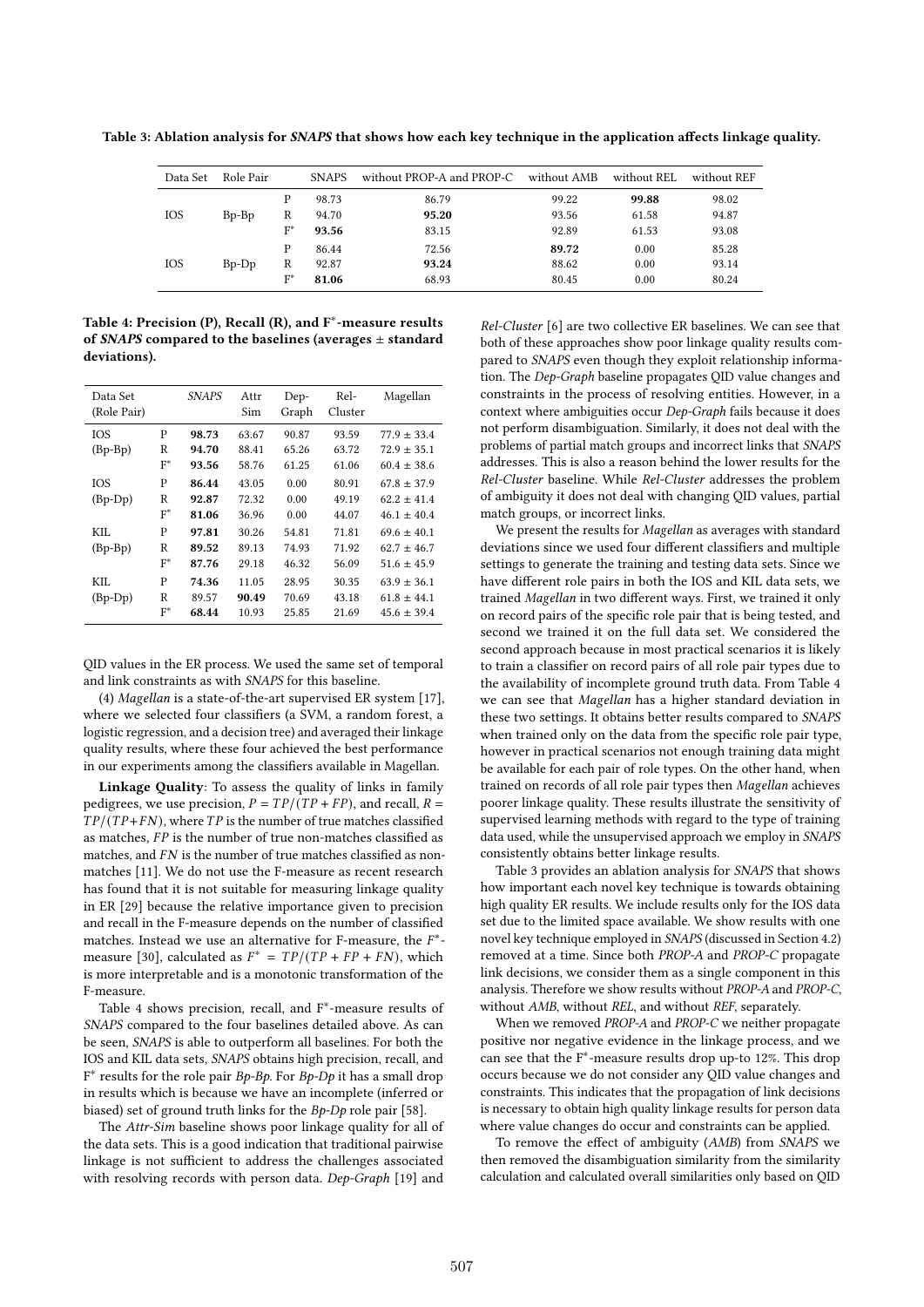**Table 3: Ablation analysis for *SNAPS* that shows how each key technique in the application affects linkage quality.**

| Data Set | Role Pair | | SNAPS | without PROP-A and PROP-C | without AMB | without REL | without REF |
|---|---|---|---|---|---|---|---|
| IOS | Bp-Bp | P | 98.73 | 86.79 | 99.22 | **99.88** | 98.02 |
| | | R | 94.70 | **95.20** | 93.56 | 61.58 | 94.87 |
| | | F* | **93.56** | 83.15 | 92.89 | 61.53 | 93.08 |
| IOS | Bp-Dp | P | 86.44 | 72.56 | **89.72** | 0.00 | 85.28 |
| | | R | 92.87 | **93.24** | 88.62 | 0.00 | 93.14 |
| | | F* | **81.06** | 68.93 | 80.45 | 0.00 | 80.24 |

**Table 4: Precision (P), Recall (R), and F*-measure results of *SNAPS* compared to the baselines (averages ± standard deviations).**

| Data Set (Role Pair) | | *SNAPS* | Attr Sim | Dep-Graph | Rel-Cluster | Magellan |
|---|---|---|---|---|---|---|
| IOS | P | **98.73** | 63.67 | 90.87 | 93.59 | 77.9 ± 33.4 |
| (Bp-Bp) | R | **94.70** | 88.41 | 65.26 | 63.72 | 72.9 ± 35.1 |
| | F* | **93.56** | 58.76 | 61.25 | 61.06 | 60.4 ± 38.6 |
| IOS | P | **86.44** | 43.05 | 0.00 | 80.91 | 67.8 ± 37.9 |
| (Bp-Dp) | R | **92.87** | 72.32 | 0.00 | 49.19 | 62.2 ± 41.4 |
| | F* | **81.06** | 36.96 | 0.00 | 44.07 | 46.1 ± 40.4 |
| KIL | P | **97.81** | 30.26 | 54.81 | 71.81 | 69.6 ± 40.1 |
| (Bp-Bp) | R | **89.52** | 89.13 | 74.93 | 71.92 | 62.7 ± 46.7 |
| | F* | **87.76** | 29.18 | 46.32 | 56.09 | 51.6 ± 45.9 |
| KIL | P | **74.36** | 11.05 | 28.95 | 30.35 | 63.9 ± 36.1 |
| (Bp-Dp) | R | 89.57 | **90.49** | 70.69 | 43.18 | 61.8 ± 44.1 |
| | F* | **68.44** | 10.93 | 25.85 | 21.69 | 45.6 ± 39.4 |

QID values in the ER process. We used the same set of temporal and link constraints as with *SNAPS* for this baseline.

(4) *Magellan* is a state-of-the-art supervised ER system [17], where we selected four classifiers (a SVM, a random forest, a logistic regression, and a decision tree) and averaged their linkage quality results, where these four achieved the best performance in our experiments among the classifiers available in Magellan.

**Linkage Quality**: To assess the quality of links in family pedigrees, we use precision, $P = TP/(TP + FP)$, and recall, $R = TP/(TP+FN)$, where $TP$ is the number of true matches classified as matches, $FP$ is the number of true non-matches classified as matches, and $FN$ is the number of true matches classified as non-matches [11]. We do not use the F-measure as recent research has found that it is not suitable for measuring linkage quality in ER [29] because the relative importance given to precision and recall in the F-measure depends on the number of classified matches. Instead we use an alternative for F-measure, the $F^*$-measure [30], calculated as $F^* = TP/(TP + FP + FN)$, which is more interpretable and is a monotonic transformation of the F-measure.

Table 4 shows precision, recall, and F*-measure results of *SNAPS* compared to the four baselines detailed above. As can be seen, *SNAPS* is able to outperform all baselines. For both the IOS and KIL data sets, *SNAPS* obtains high precision, recall, and F* results for the role pair *Bp-Bp*. For *Bp-Dp* it has a small drop in results which is because we have an incomplete (inferred or biased) set of ground truth links for the *Bp-Dp* role pair [58].

The *Attr-Sim* baseline shows poor linkage quality for all of the data sets. This is a good indication that traditional pairwise linkage is not sufficient to address the challenges associated with resolving records with person data. *Dep-Graph* [19] and *Rel-Cluster* [6] are two collective ER baselines. We can see that both of these approaches show poor linkage quality results compared to *SNAPS* even though they exploit relationship information. The *Dep-Graph* baseline propagates QID value changes and constraints in the process of resolving entities. However, in a context where ambiguities occur *Dep-Graph* fails because it does not perform disambiguation. Similarly, it does not deal with the problems of partial match groups and incorrect links that *SNAPS* addresses. This is also a reason behind the lower results for the *Rel-Cluster* baseline. While *Rel-Cluster* addresses the problem of ambiguity it does not deal with changing QID values, partial match groups, or incorrect links.

We present the results for *Magellan* as averages with standard deviations since we used four different classifiers and multiple settings to generate the training and testing data sets. Since we have different role pairs in both the IOS and KIL data sets, we trained *Magellan* in two different ways. First, we trained it only on record pairs of the specific role pair that is being tested, and second we trained it on the full data set. We considered the second approach because in most practical scenarios it is likely to train a classifier on record pairs of all role pair types due to the availability of incomplete ground truth data. From Table 4 we can see that *Magellan* has a higher standard deviation in these two settings. It obtains better results compared to *SNAPS* when trained only on the data from the specific role pair type, however in practical scenarios not enough training data might be available for each pair of role types. On the other hand, when trained on records of all role pair types then *Magellan* achieves poorer linkage quality. These results illustrate the sensitivity of supervised learning methods with regard to the type of training data used, while the unsupervised approach we employ in *SNAPS* consistently obtains better linkage results.

Table 3 provides an ablation analysis for *SNAPS* that shows how important each novel key technique is towards obtaining high quality ER results. We include results only for the IOS data set due to the limited space available. We show results with one novel key technique employed in *SNAPS* (discussed in Section 4.2) removed at a time. Since both *PROP-A* and *PROP-C* propagate link decisions, we consider them as a single component in this analysis. Therefore we show results without *PROP-A* and *PROP-C*, without *AMB*, without *REL*, and without *REF*, separately.

When we removed *PROP-A* and *PROP-C* we neither propagate positive nor negative evidence in the linkage process, and we can see that the F*-measure results drop up-to 12%. This drop occurs because we do not consider any QID value changes and constraints. This indicates that the propagation of link decisions is necessary to obtain high quality linkage results for person data where value changes do occur and constraints can be applied.

To remove the effect of ambiguity (*AMB*) from *SNAPS* we then removed the disambiguation similarity from the similarity calculation and calculated overall similarities only based on QID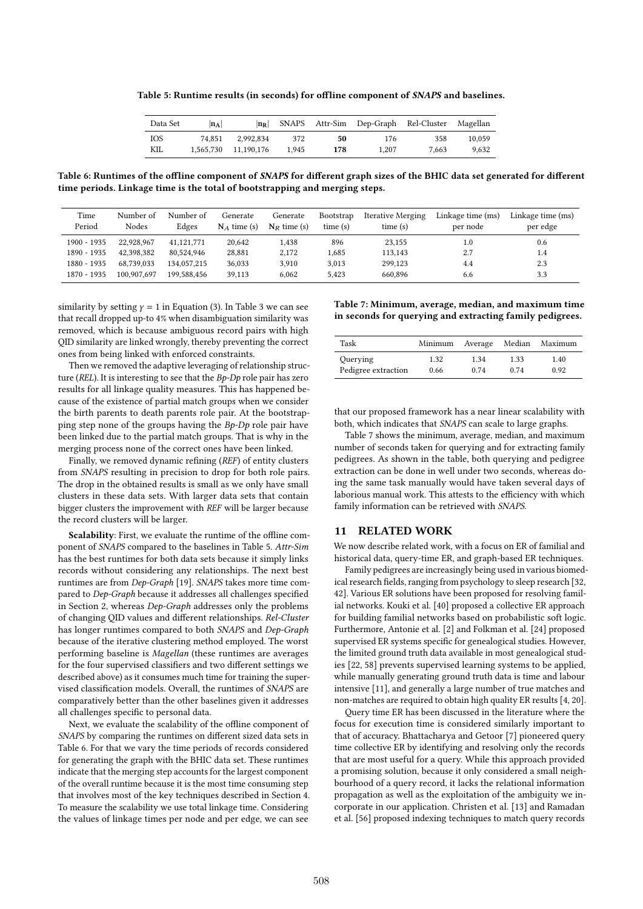**Table 5: Runtime results (in seconds) for offline component of *SNAPS* and baselines.**

| Data Set | $\|\mathbf{n_A}\|$ | $\|\mathbf{n_R}\|$ | SNAPS | Attr-Sim | Dep-Graph | Rel-Cluster | Magellan |
|---|---|---|---|---|---|---|---|
| IOS | 74,851 | 2,992,834 | 372 | **50** | 176 | 358 | 10,059 |
| KIL | 1,565,730 | 11,190,176 | 1,945 | **178** | 1,207 | 7,663 | 9,632 |

**Table 6: Runtimes of the offline component of *SNAPS* for different graph sizes of the BHIC data set generated for different time periods. Linkage time is the total of bootstrapping and merging steps.**

| Time Period | Number of Nodes | Number of Edges | Generate $\mathbf{N}_A$ time (s) | Generate $\mathbf{N}_R$ time (s) | Bootstrap time (s) | Iterative Merging time (s) | Linkage time (ms) per node | Linkage time (ms) per edge |
|---|---|---|---|---|---|---|---|---|
| 1900 - 1935 | 22,928,967 | 41,121,771 | 20,642 | 1,438 | 896 | 23,155 | 1.0 | 0.6 |
| 1890 - 1935 | 42,398,382 | 80,524,946 | 28,881 | 2,172 | 1,685 | 113,143 | 2.7 | 1.4 |
| 1880 - 1935 | 68,739,033 | 134,057,215 | 36,033 | 3,910 | 3,013 | 299,123 | 4.4 | 2.3 |
| 1870 - 1935 | 100,907,697 | 199,588,456 | 39,113 | 6,062 | 5,423 | 660,896 | 6.6 | 3.3 |

similarity by setting $\gamma = 1$ in Equation (3). In Table 3 we can see that recall dropped up-to 4% when disambiguation similarity was removed, which is because ambiguous record pairs with high QID similarity are linked wrongly, thereby preventing the correct ones from being linked with enforced constraints.

Then we removed the adaptive leveraging of relationship structure (*REL*). It is interesting to see that the *Bp-Dp* role pair has zero results for all linkage quality measures. This has happened because of the existence of partial match groups when we consider the birth parents to death parents role pair. At the bootstrapping step none of the groups having the *Bp-Dp* role pair have been linked due to the partial match groups. That is why in the merging process none of the correct ones have been linked.

Finally, we removed dynamic refining (*REF*) of entity clusters from *SNAPS* resulting in precision to drop for both role pairs. The drop in the obtained results is small as we only have small clusters in these data sets. With larger data sets that contain bigger clusters the improvement with *REF* will be larger because the record clusters will be larger.

**Scalability**: First, we evaluate the runtime of the offline component of *SNAPS* compared to the baselines in Table 5. *Attr-Sim* has the best runtimes for both data sets because it simply links records without considering any relationships. The next best runtimes are from *Dep-Graph* [19]. *SNAPS* takes more time compared to *Dep-Graph* because it addresses all challenges specified in Section 2, whereas *Dep-Graph* addresses only the problems of changing QID values and different relationships. *Rel-Cluster* has longer runtimes compared to both *SNAPS* and *Dep-Graph* because of the iterative clustering method employed. The worst performing baseline is *Magellan* (these runtimes are averages for the four supervised classifiers and two different settings we described above) as it consumes much time for training the supervised classification models. Overall, the runtimes of *SNAPS* are comparatively better than the other baselines given it addresses all challenges specific to personal data.

Next, we evaluate the scalability of the offline component of *SNAPS* by comparing the runtimes on different sized data sets in Table 6. For that we vary the time periods of records considered for generating the graph with the BHIC data set. These runtimes indicate that the merging step accounts for the largest component of the overall runtime because it is the most time consuming step that involves most of the key techniques described in Section 4. To measure the scalability we use total linkage time. Considering the values of linkage times per node and per edge, we can see that our proposed framework has a near linear scalability with both, which indicates that *SNAPS* can scale to large graphs.

**Table 7: Minimum, average, median, and maximum time in seconds for querying and extracting family pedigrees.**

| Task | Minimum | Average | Median | Maximum |
|---|---|---|---|---|
| Querying | 1.32 | 1.34 | 1.33 | 1.40 |
| Pedigree extraction | 0.66 | 0.74 | 0.74 | 0.92 |

Table 7 shows the minimum, average, median, and maximum number of seconds taken for querying and for extracting family pedigrees. As shown in the table, both querying and pedigree extraction can be done in well under two seconds, whereas doing the same task manually would have taken several days of laborious manual work. This attests to the efficiency with which family information can be retrieved with *SNAPS*.

## 11 RELATED WORK

We now describe related work, with a focus on ER of familial and historical data, query-time ER, and graph-based ER techniques.

Family pedigrees are increasingly being used in various biomedical research fields, ranging from psychology to sleep research [32, 42]. Various ER solutions have been proposed for resolving familial networks. Kouki et al. [40] proposed a collective ER approach for building familial networks based on probabilistic soft logic. Furthermore, Antonie et al. [2] and Folkman et al. [24] proposed supervised ER systems specific for genealogical studies. However, the limited ground truth data available in most genealogical studies [22, 58] prevents supervised learning systems to be applied, while manually generating ground truth data is time and labour intensive [11], and generally a large number of true matches and non-matches are required to obtain high quality ER results [4, 20].

Query time ER has been discussed in the literature where the focus for execution time is considered similarly important to that of accuracy. Bhattacharya and Getoor [7] pioneered query time collective ER by identifying and resolving only the records that are most useful for a query. While this approach provided a promising solution, because it only considered a small neighbourhood of a query record, it lacks the relational information propagation as well as the exploitation of the ambiguity we incorporate in our application. Christen et al. [13] and Ramadan et al. [56] proposed indexing techniques to match query records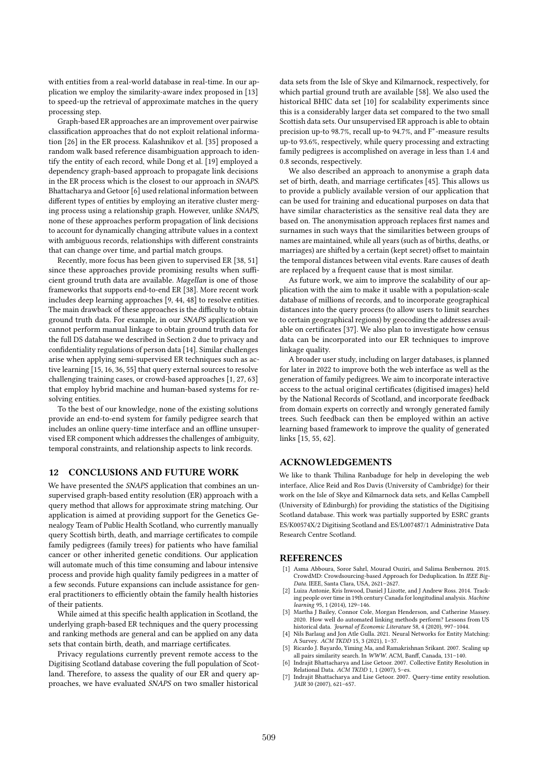with entities from a real-world database in real-time. In our application we employ the similarity-aware index proposed in [13] to speed-up the retrieval of approximate matches in the query processing step.

Graph-based ER approaches are an improvement over pairwise classification approaches that do not exploit relational information [26] in the ER process. Kalashnikov et al. [35] proposed a random walk based reference disambiguation approach to identify the entity of each record, while Dong et al. [19] employed a dependency graph-based approach to propagate link decisions in the ER process which is the closest to our approach in *SNAPS*. Bhattacharya and Getoor [6] used relational information between different types of entities by employing an iterative cluster merging process using a relationship graph. However, unlike *SNAPS*, none of these approaches perform propagation of link decisions to account for dynamically changing attribute values in a context with ambiguous records, relationships with different constraints that can change over time, and partial match groups.

Recently, more focus has been given to supervised ER [38, 51] since these approaches provide promising results when sufficient ground truth data are available. *Magellan* is one of those frameworks that supports end-to-end ER [38]. More recent work includes deep learning approaches [9, 44, 48] to resolve entities. The main drawback of these approaches is the difficulty to obtain ground truth data. For example, in our *SNAPS* application we cannot perform manual linkage to obtain ground truth data for the full DS database we described in Section 2 due to privacy and confidentiality regulations of person data [14]. Similar challenges arise when applying semi-supervised ER techniques such as active learning [15, 16, 36, 55] that query external sources to resolve challenging training cases, or crowd-based approaches [1, 27, 63] that employ hybrid machine and human-based systems for resolving entities.

To the best of our knowledge, none of the existing solutions provide an end-to-end system for family pedigree search that includes an online query-time interface and an offline unsupervised ER component which addresses the challenges of ambiguity, temporal constraints, and relationship aspects to link records.

## 12 CONCLUSIONS AND FUTURE WORK

We have presented the *SNAPS* application that combines an unsupervised graph-based entity resolution (ER) approach with a query method that allows for approximate string matching. Our application is aimed at providing support for the Genetics Genealogy Team of Public Health Scotland, who currently manually query Scottish birth, death, and marriage certificates to compile family pedigrees (family trees) for patients who have familial cancer or other inherited genetic conditions. Our application will automate much of this time consuming and labour intensive process and provide high quality family pedigrees in a matter of a few seconds. Future expansions can include assistance for general practitioners to efficiently obtain the family health histories of their patients.

While aimed at this specific health application in Scotland, the underlying graph-based ER techniques and the query processing and ranking methods are general and can be applied on any data sets that contain birth, death, and marriage certificates.

Privacy regulations currently prevent remote access to the Digitising Scotland database covering the full population of Scotland. Therefore, to assess the quality of our ER and query approaches, we have evaluated *SNAPS* on two smaller historical data sets from the Isle of Skye and Kilmarnock, respectively, for which partial ground truth are available [58]. We also used the historical BHIC data set [10] for scalability experiments since this is a considerably larger data set compared to the two small Scottish data sets. Our unsupervised ER approach is able to obtain precision up-to 98.7%, recall up-to 94.7%, and $F^*$-measure results up-to 93.6%, respectively, while query processing and extracting family pedigrees is accomplished on average in less than 1.4 and 0.8 seconds, respectively.

We also described an approach to anonymise a graph data set of birth, death, and marriage certificates [45]. This allows us to provide a publicly available version of our application that can be used for training and educational purposes on data that have similar characteristics as the sensitive real data they are based on. The anonymisation approach replaces first names and surnames in such ways that the similarities between groups of names are maintained, while all years (such as of births, deaths, or marriages) are shifted by a certain (kept secret) offset to maintain the temporal distances between vital events. Rare causes of death are replaced by a frequent cause that is most similar.

As future work, we aim to improve the scalability of our application with the aim to make it usable with a population-scale database of millions of records, and to incorporate geographical distances into the query process (to allow users to limit searches to certain geographical regions) by geocoding the addresses available on certificates [37]. We also plan to investigate how census data can be incorporated into our ER techniques to improve linkage quality.

A broader user study, including on larger databases, is planned for later in 2022 to improve both the web interface as well as the generation of family pedigrees. We aim to incorporate interactive access to the actual original certificates (digitised images) held by the National Records of Scotland, and incorporate feedback from domain experts on correctly and wrongly generated family trees. Such feedback can then be employed within an active learning based framework to improve the quality of generated links [15, 55, 62].

## ACKNOWLEDGEMENTS

We like to thank Thilina Ranbaduge for help in developing the web interface, Alice Reid and Ros Davis (University of Cambridge) for their work on the Isle of Skye and Kilmarnock data sets, and Kellas Campbell (University of Edinburgh) for providing the statistics of the Digitising Scotland database. This work was partially supported by ESRC grants ES/K00574X/2 Digitising Scotland and ES/L007487/1 Administrative Data Research Centre Scotland.

## REFERENCES

[1] Asma Abboura, Soror Sahrl, Mourad Ouziri, and Salima Benbernou. 2015. CrowdMD: Crowdsourcing-based Approach for Deduplication. In *IEEE BigData*. IEEE, Santa Clara, USA, 2621–2627.

[2] Luiza Antonie, Kris Inwood, Daniel J Lizotte, and J Andrew Ross. 2014. Tracking people over time in 19th century Canada for longitudinal analysis. *Machine learning* 95, 1 (2014), 129–146.

[3] Martha J Bailey, Connor Cole, Morgan Henderson, and Catherine Massey. 2020. How well do automated linking methods perform? Lessons from US historical data. *Journal of Economic Literature* 58, 4 (2020), 997–1044.

[4] Nils Barlaug and Jon Atle Gulla. 2021. Neural Networks for Entity Matching: A Survey. *ACM TKDD* 15, 3 (2021), 1–37.

[5] Ricardo J. Bayardo, Yiming Ma, and Ramakrishnan Srikant. 2007. Scaling up all pairs similarity search. In *WWW*. ACM, Banff, Canada, 131–140.

[6] Indrajit Bhattacharya and Lise Getoor. 2007. Collective Entity Resolution in Relational Data. *ACM TKDD* 1, 1 (2007), 5–es.

[7] Indrajit Bhattacharya and Lise Getoor. 2007. Query-time entity resolution. *JAIR* 30 (2007), 621–657.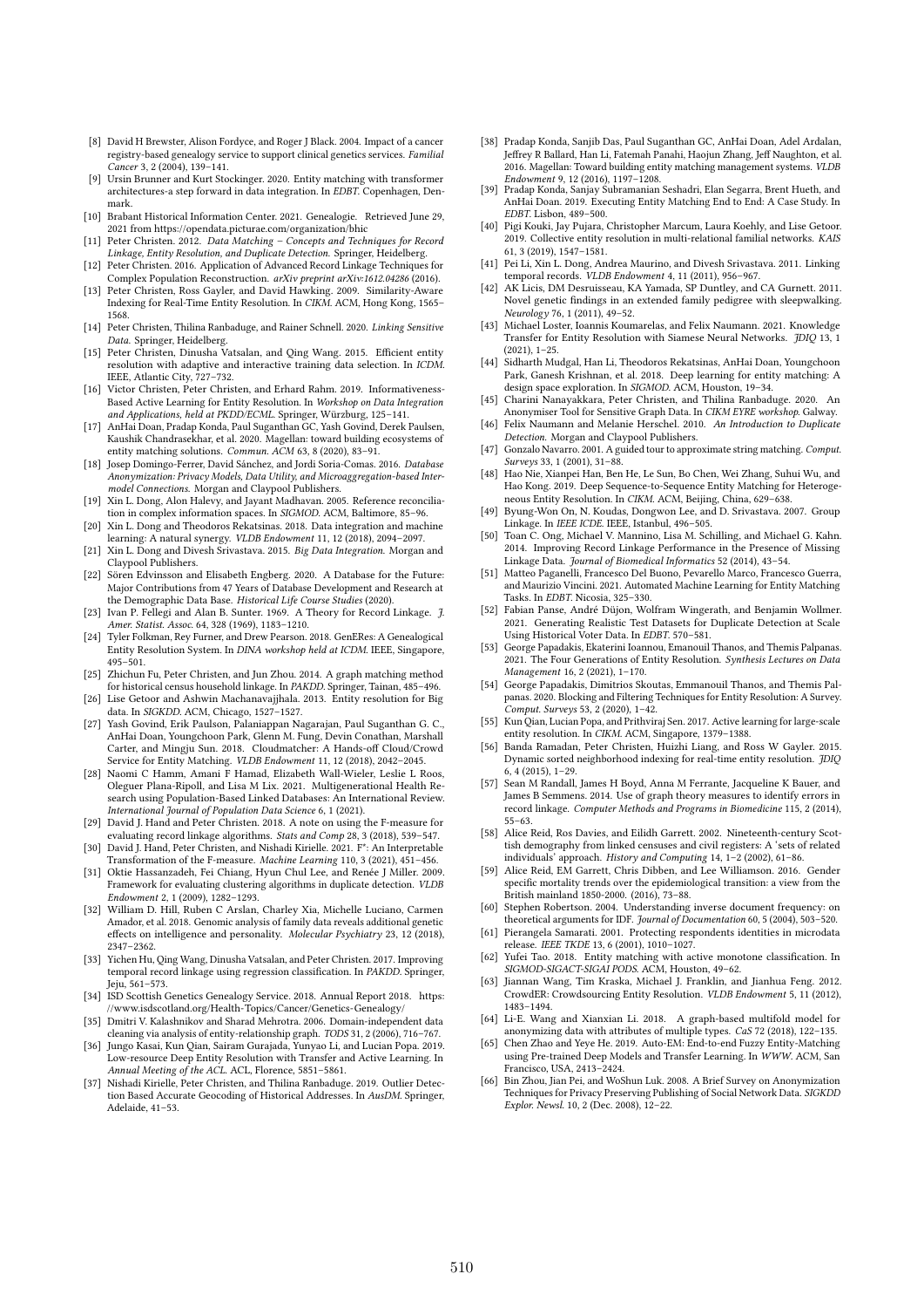[8] David H Brewster, Alison Fordyce, and Roger J Black. 2004. Impact of a cancer registry-based genealogy service to support clinical genetics services. *Familial Cancer* 3, 2 (2004), 139–141.

[9] Ursin Brunner and Kurt Stockinger. 2020. Entity matching with transformer architectures-a step forward in data integration. In *EDBT*. Copenhagen, Denmark.

[10] Brabant Historical Information Center. 2021. Genealogie. Retrieved June 29, 2021 from https://opendata.picturae.com/organization/bhic

[11] Peter Christen. 2012. *Data Matching – Concepts and Techniques for Record Linkage, Entity Resolution, and Duplicate Detection.* Springer, Heidelberg.

[12] Peter Christen. 2016. Application of Advanced Record Linkage Techniques for Complex Population Reconstruction. *arXiv preprint arXiv:1612.04286* (2016).

[13] Peter Christen, Ross Gayler, and David Hawking. 2009. Similarity-Aware Indexing for Real-Time Entity Resolution. In *CIKM*. ACM, Hong Kong, 1565–1568.

[14] Peter Christen, Thilina Ranbaduge, and Rainer Schnell. 2020. *Linking Sensitive Data.* Springer, Heidelberg.

[15] Peter Christen, Dinusha Vatsalan, and Qing Wang. 2015. Efficient entity resolution with adaptive and interactive training data selection. In *ICDM*. IEEE, Atlantic City, 727–732.

[16] Victor Christen, Peter Christen, and Erhard Rahm. 2019. Informativeness-Based Active Learning for Entity Resolution. In *Workshop on Data Integration and Applications, held at PKDD/ECML*. Springer, Würzburg, 125–141.

[17] AnHai Doan, Pradap Konda, Paul Suganthan GC, Yash Govind, Derek Paulsen, Kaushik Chandrasekhar, et al. 2020. Magellan: toward building ecosystems of entity matching solutions. *Commun. ACM* 63, 8 (2020), 83–91.

[18] Josep Domingo-Ferrer, David Sánchez, and Jordi Soria-Comas. 2016. *Database Anonymization: Privacy Models, Data Utility, and Microaggregation-based Inter-model Connections.* Morgan and Claypool Publishers.

[19] Xin L. Dong, Alon Halevy, and Jayant Madhavan. 2005. Reference reconciliation in complex information spaces. In *SIGMOD*. ACM, Baltimore, 85–96.

[20] Xin L. Dong and Theodoros Rekatsinas. 2018. Data integration and machine learning: A natural synergy. *VLDB Endowment* 11, 12 (2018), 2094–2097.

[21] Xin L. Dong and Divesh Srivastava. 2015. *Big Data Integration.* Morgan and Claypool Publishers.

[22] Sören Edvinsson and Elisabeth Engberg. 2020. A Database for the Future: Major Contributions from 47 Years of Database Development and Research at the Demographic Data Base. *Historical Life Course Studies* (2020).

[23] Ivan P. Fellegi and Alan B. Sunter. 1969. A Theory for Record Linkage. *J. Amer. Statist. Assoc.* 64, 328 (1969), 1183–1210.

[24] Tyler Folkman, Rey Furner, and Drew Pearson. 2018. GenERes: A Genealogical Entity Resolution System. In *DINA workshop held at ICDM*. IEEE, Singapore, 495–501.

[25] Zhichun Fu, Peter Christen, and Jun Zhou. 2014. A graph matching method for historical census household linkage. In *PAKDD*. Springer, Tainan, 485–496.

[26] Lise Getoor and Ashwin Machanavajjhala. 2013. Entity resolution for Big data. In *SIGKDD*. ACM, Chicago, 1527–1527.

[27] Yash Govind, Erik Paulson, Palaniappan Nagarajan, Paul Suganthan G. C., AnHai Doan, Youngchoon Park, Glenn M. Fung, Devin Conathan, Marshall Carter, and Mingju Sun. 2018. Cloudmatcher: A Hands-off Cloud/Crowd Service for Entity Matching. *VLDB Endowment* 11, 12 (2018), 2042–2045.

[28] Naomi C Hamm, Amani F Hamad, Elizabeth Wall-Wieler, Leslie L Roos, Oleguer Plana-Ripoll, and Lisa M Lix. 2021. Multigenerational Health Research using Population-Based Linked Databases: An International Review. *International Journal of Population Data Science* 6, 1 (2021).

[29] David J. Hand and Peter Christen. 2018. A note on using the F-measure for evaluating record linkage algorithms. *Stats and Comp* 28, 3 (2018), 539–547.

[30] David J. Hand, Peter Christen, and Nishadi Kirielle. 2021. F*: An Interpretable Transformation of the F-measure. *Machine Learning* 110, 3 (2021), 451–456.

[31] Oktie Hassanzadeh, Fei Chiang, Hyun Chul Lee, and Renée J Miller. 2009. Framework for evaluating clustering algorithms in duplicate detection. *VLDB Endowment* 2, 1 (2009), 1282–1293.

[32] William D. Hill, Ruben C Arslan, Charley Xia, Michelle Luciano, Carmen Amador, et al. 2018. Genomic analysis of family data reveals additional genetic effects on intelligence and personality. *Molecular Psychiatry* 23, 12 (2018), 2347–2362.

[33] Yichen Hu, Qing Wang, Dinusha Vatsalan, and Peter Christen. 2017. Improving temporal record linkage using regression classification. In *PAKDD*. Springer, Jeju, 561–573.

[34] ISD Scottish Genetics Genealogy Service. 2018. Annual Report 2018. https://www.isdscotland.org/Health-Topics/Cancer/Genetics-Genealogy/

[35] Dmitri V. Kalashnikov and Sharad Mehrotra. 2006. Domain-independent data cleaning via analysis of entity-relationship graph. *TODS* 31, 2 (2006), 716–767.

[36] Jungo Kasai, Kun Qian, Sairam Gurajada, Yunyao Li, and Lucian Popa. 2019. Low-resource Deep Entity Resolution with Transfer and Active Learning. In *Annual Meeting of the ACL*. ACL, Florence, 5851–5861.

[37] Nishadi Kirielle, Peter Christen, and Thilina Ranbaduge. 2019. Outlier Detection Based Accurate Geocoding of Historical Addresses. In *AusDM*. Springer, Adelaide, 41–53.

[38] Pradap Konda, Sanjib Das, Paul Suganthan GC, AnHai Doan, Adel Ardalan, Jeffrey R Ballard, Han Li, Fatemah Panahi, Haojun Zhang, Jeff Naughton, et al. 2016. Magellan: Toward building entity matching management systems. *VLDB Endowment* 9, 12 (2016), 1197–1208.

[39] Pradap Konda, Sanjay Subramanian Seshadri, Elan Segarra, Brent Hueth, and AnHai Doan. 2019. Executing Entity Matching End to End: A Case Study. In *EDBT*. Lisbon, 489–500.

[40] Pigi Kouki, Jay Pujara, Christopher Marcum, Laura Koehly, and Lise Getoor. 2019. Collective entity resolution in multi-relational familial networks. *KAIS* 61, 3 (2019), 1547–1581.

[41] Pei Li, Xin L. Dong, Andrea Maurino, and Divesh Srivastava. 2011. Linking temporal records. *VLDB Endowment* 4, 11 (2011), 956–967.

[42] AK Licis, DM Desruisseau, KA Yamada, SP Duntley, and CA Gurnett. 2011. Novel genetic findings in an extended family pedigree with sleepwalking. *Neurology* 76, 1 (2011), 49–52.

[43] Michael Loster, Ioannis Koumarelas, and Felix Naumann. 2021. Knowledge Transfer for Entity Resolution with Siamese Neural Networks. *JDIQ* 13, 1 (2021), 1–25.

[44] Sidharth Mudgal, Han Li, Theodoros Rekatsinas, AnHai Doan, Youngchoon Park, Ganesh Krishnan, et al. 2018. Deep learning for entity matching: A design space exploration. In *SIGMOD*. ACM, Houston, 19–34.

[45] Charini Nanayakkara, Peter Christen, and Thilina Ranbaduge. 2020. An Anonymiser Tool for Sensitive Graph Data. In *CIKM EYRE workshop*. Galway.

[46] Felix Naumann and Melanie Herschel. 2010. *An Introduction to Duplicate Detection.* Morgan and Claypool Publishers.

[47] Gonzalo Navarro. 2001. A guided tour to approximate string matching. *Comput. Surveys* 33, 1 (2001), 31–88.

[48] Hao Nie, Xianpei Han, Ben He, Le Sun, Bo Chen, Wei Zhang, Suhui Wu, and Hao Kong. 2019. Deep Sequence-to-Sequence Entity Matching for Heterogeneous Entity Resolution. In *CIKM*. ACM, Beijing, China, 629–638.

[49] Byung-Won On, N. Koudas, Dongwon Lee, and D. Srivastava. 2007. Group Linkage. In *IEEE ICDE*. IEEE, Istanbul, 496–505.

[50] Toan C. Ong, Michael V. Mannino, Lisa M. Schilling, and Michael G. Kahn. 2014. Improving Record Linkage Performance in the Presence of Missing Linkage Data. *Journal of Biomedical Informatics* 52 (2014), 43–54.

[51] Matteo Paganelli, Francesco Del Buono, Pevarello Marco, Francesco Guerra, and Maurizio Vincini. 2021. Automated Machine Learning for Entity Matching Tasks. In *EDBT*. Nicosia, 325–330.

[52] Fabian Panse, André Düjon, Wolfram Wingerath, and Benjamin Wollmer. 2021. Generating Realistic Test Datasets for Duplicate Detection at Scale Using Historical Voter Data. In *EDBT*. 570–581.

[53] George Papadakis, Ekaterini Ioannou, Emanouil Thanos, and Themis Palpanas. 2021. The Four Generations of Entity Resolution. *Synthesis Lectures on Data Management* 16, 2 (2021), 1–170.

[54] George Papadakis, Dimitrios Skoutas, Emmanouil Thanos, and Themis Palpanas. 2020. Blocking and Filtering Techniques for Entity Resolution: A Survey. *Comput. Surveys* 53, 2 (2020), 1–42.

[55] Kun Qian, Lucian Popa, and Prithviraj Sen. 2017. Active learning for large-scale entity resolution. In *CIKM*. ACM, Singapore, 1379–1388.

[56] Banda Ramadan, Peter Christen, Huizhi Liang, and Ross W Gayler. 2015. Dynamic sorted neighborhood indexing for real-time entity resolution. *JDIQ* 6, 4 (2015), 1–29.

[57] Sean M Randall, James H Boyd, Anna M Ferrante, Jacqueline K Bauer, and James B Semmens. 2014. Use of graph theory measures to identify errors in record linkage. *Computer Methods and Programs in Biomedicine* 115, 2 (2014), 55–63.

[58] Alice Reid, Ros Davies, and Eilidh Garrett. 2002. Nineteenth-century Scottish demography from linked censuses and civil registers: A 'sets of related individuals' approach. *History and Computing* 14, 1–2 (2002), 61–86.

[59] Alice Reid, EM Garrett, Chris Dibben, and Lee Williamson. 2016. Gender specific mortality trends over the epidemiological transition: a view from the British mainland 1850-2000. (2016), 73–88.

[60] Stephen Robertson. 2004. Understanding inverse document frequency: on theoretical arguments for IDF. *Journal of Documentation* 60, 5 (2004), 503–520.

[61] Pierangela Samarati. 2001. Protecting respondents identities in microdata release. *IEEE TKDE* 13, 6 (2001), 1010–1027.

[62] Yufei Tao. 2018. Entity matching with active monotone classification. In *SIGMOD-SIGACT-SIGAI PODS*. ACM, Houston, 49–62.

[63] Jiannan Wang, Tim Kraska, Michael J. Franklin, and Jianhua Feng. 2012. CrowdER: Crowdsourcing Entity Resolution. *VLDB Endowment* 5, 11 (2012), 1483–1494.

[64] Li-E. Wang and Xianxian Li. 2018. A graph-based multifold model for anonymizing data with attributes of multiple types. *CaS* 72 (2018), 122–135.

[65] Chen Zhao and Yeye He. 2019. Auto-EM: End-to-end Fuzzy Entity-Matching using Pre-trained Deep Models and Transfer Learning. In *WWW*. ACM, San Francisco, USA, 2413–2424.

[66] Bin Zhou, Jian Pei, and WoShun Luk. 2008. A Brief Survey on Anonymization Techniques for Privacy Preserving Publishing of Social Network Data. *SIGKDD Explor. Newsl.* 10, 2 (Dec. 2008), 12–22.